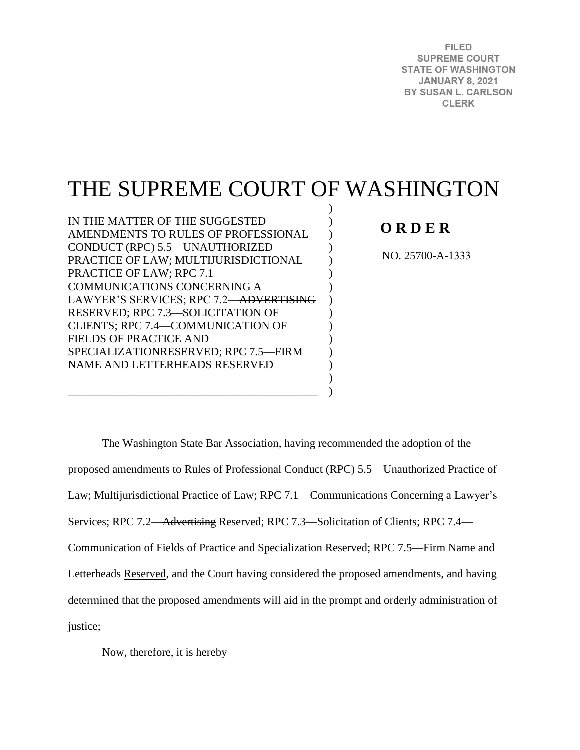FILED
SUPREME COURT
STATE OF WASHINGTON
JANUARY 8, 2021
BY SUSAN L. CARLSON
CLERK

# THE SUPREME COURT OF WASHINGTON

IN THE MATTER OF THE SUGGESTED AMENDMENTS TO RULES OF PROFESSIONAL CONDUCT (RPC) 5.5—UNAUTHORIZED PRACTICE OF LAW; MULTIJURISDICTIONAL PRACTICE OF LAW; RPC 7.1—COMMUNICATIONS CONCERNING A LAWYER'S SERVICES; RPC 7.2—~~ADVERTISING~~ <u>RESERVED</u>; RPC 7.3—SOLICITATION OF CLIENTS; RPC 7.4—~~COMMUNICATION OF FIELDS OF PRACTICE AND SPECIALIZATION~~RESERVED; RPC 7.5—~~FIRM NAME AND LETTERHEADS~~ <u>RESERVED</u>

**O R D E R**

NO. 25700-A-1333

The Washington State Bar Association, having recommended the adoption of the proposed amendments to Rules of Professional Conduct (RPC) 5.5—Unauthorized Practice of Law; Multijurisdictional Practice of Law; RPC 7.1—Communications Concerning a Lawyer's Services; RPC 7.2—~~Advertising~~ <u>Reserved</u>; RPC 7.3—Solicitation of Clients; RPC 7.4—~~Communication of Fields of Practice and Specialization~~ Reserved; RPC 7.5—~~Firm Name and Letterheads~~ <u>Reserved</u>, and the Court having considered the proposed amendments, and having determined that the proposed amendments will aid in the prompt and orderly administration of justice;

Now, therefore, it is hereby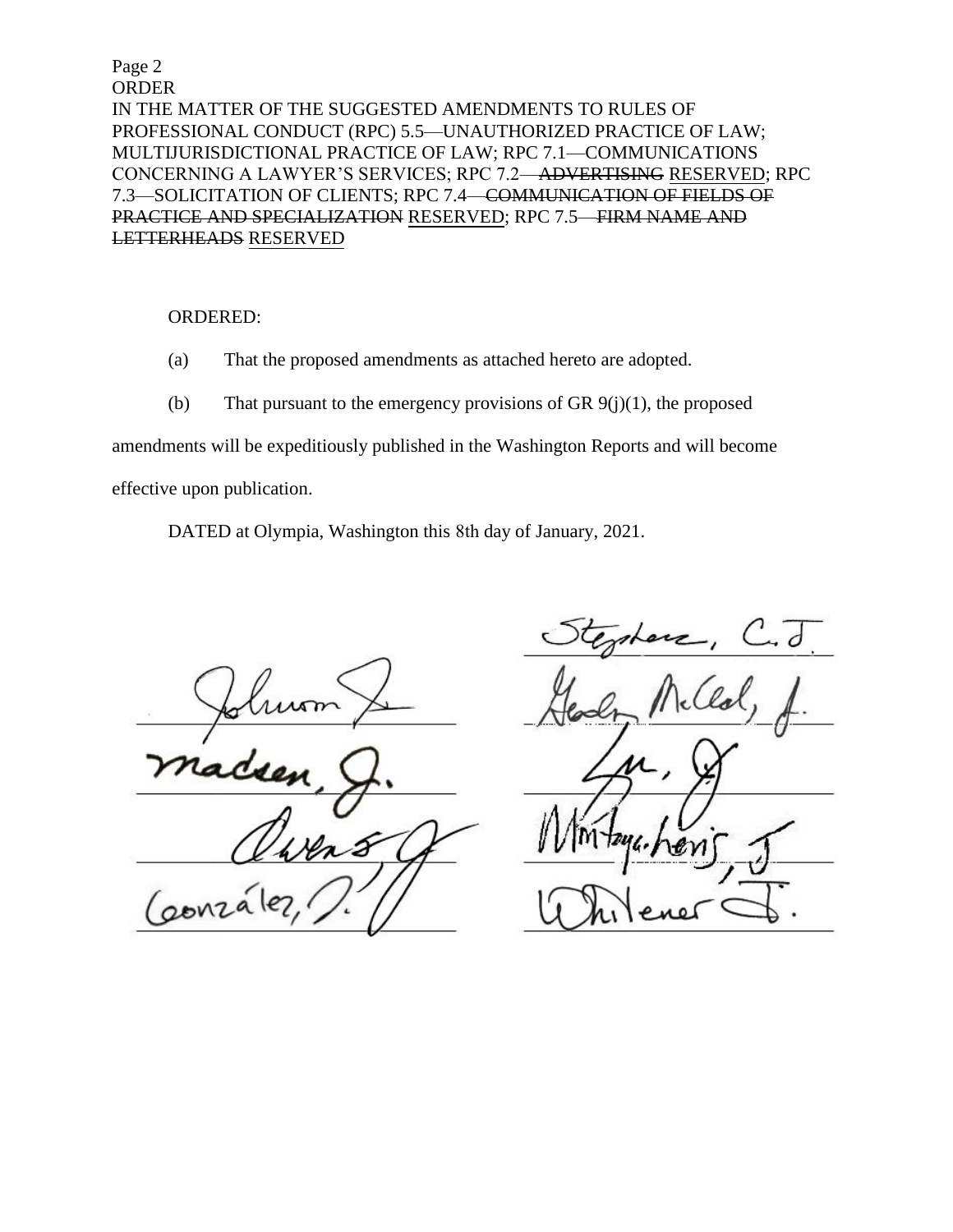ORDER
IN THE MATTER OF THE SUGGESTED AMENDMENTS TO RULES OF PROFESSIONAL CONDUCT (RPC) 5.5—UNAUTHORIZED PRACTICE OF LAW; MULTIJURISDICTIONAL PRACTICE OF LAW; RPC 7.1—COMMUNICATIONS CONCERNING A LAWYER'S SERVICES; RPC 7.2—~~ADVERTISING~~ <u>RESERVED</u>; RPC 7.3—SOLICITATION OF CLIENTS; RPC 7.4—~~COMMUNICATION OF FIELDS OF PRACTICE AND SPECIALIZATION~~ <u>RESERVED</u>; RPC 7.5—~~FIRM NAME AND LETTERHEADS~~ <u>RESERVED</u>

ORDERED:

(a) That the proposed amendments as attached hereto are adopted.

(b) That pursuant to the emergency provisions of GR 9(j)(1), the proposed amendments will be expeditiously published in the Washington Reports and will become effective upon publication.

DATED at Olympia, Washington this 8th day of January, 2021.

Stephens, C.J.

Johnson, J.

Gordon McCloud, J.

Madsen, J.

Yu, J.

Owens, J.

Montoya-Lewis, J.

González, J.

Whitener, J.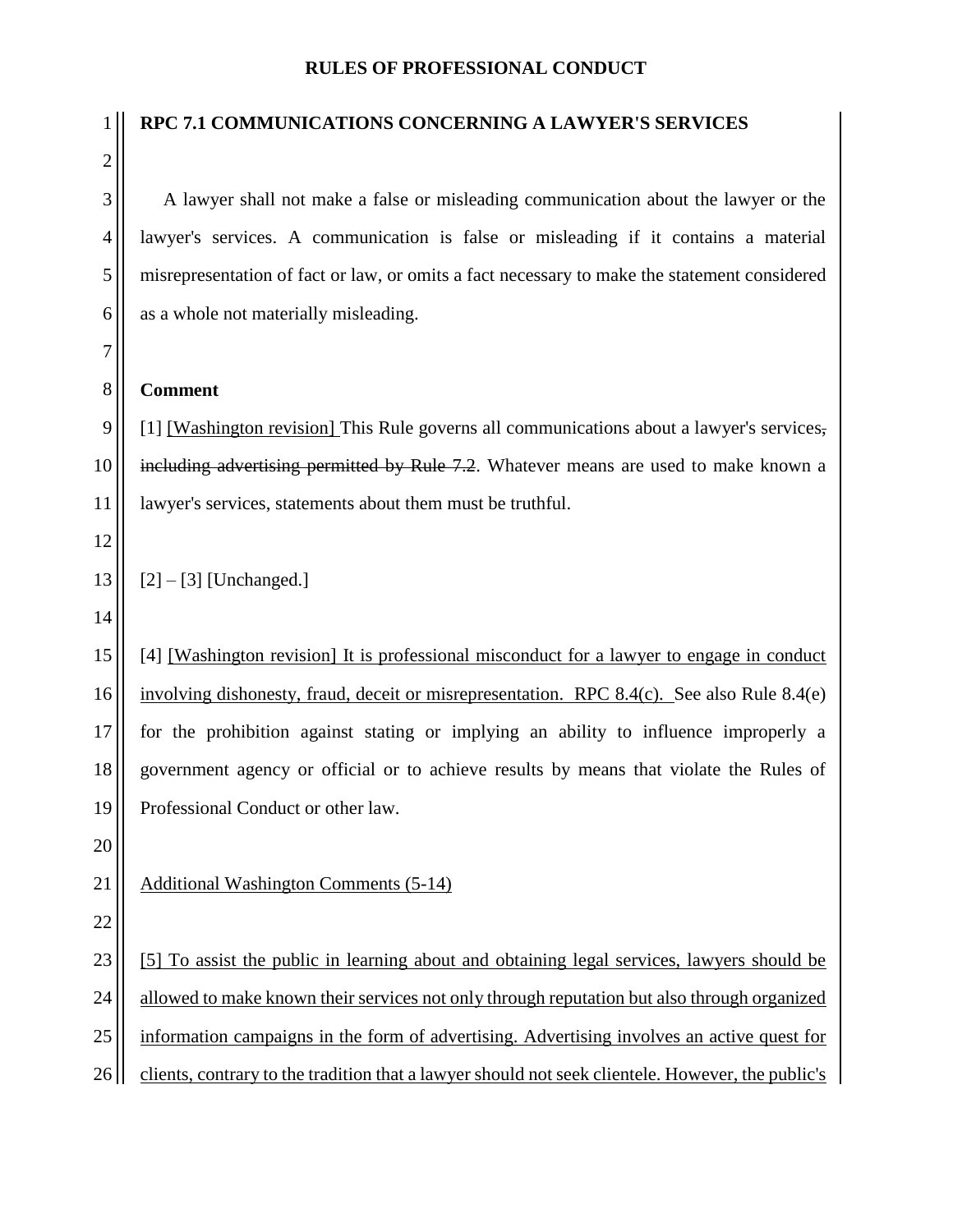**RULES OF PROFESSIONAL CONDUCT**

## RPC 7.1 COMMUNICATIONS CONCERNING A LAWYER'S SERVICES

A lawyer shall not make a false or misleading communication about the lawyer or the lawyer's services. A communication is false or misleading if it contains a material misrepresentation of fact or law, or omits a fact necessary to make the statement considered as a whole not materially misleading.

**Comment**

[1] <u>[Washington revision]</u> This Rule governs all communications about a lawyer's services~~, including advertising permitted by Rule 7.2~~. Whatever means are used to make known a lawyer's services, statements about them must be truthful.

[2] – [3] [Unchanged.]

[4] <u>[Washington revision] It is professional misconduct for a lawyer to engage in conduct involving dishonesty, fraud, deceit or misrepresentation. RPC 8.4(c).</u> See also Rule 8.4(e) for the prohibition against stating or implying an ability to influence improperly a government agency or official or to achieve results by means that violate the Rules of Professional Conduct or other law.

<u>Additional Washington Comments (5-14)</u>

<u>[5] To assist the public in learning about and obtaining legal services, lawyers should be allowed to make known their services not only through reputation but also through organized information campaigns in the form of advertising. Advertising involves an active quest for clients, contrary to the tradition that a lawyer should not seek clientele. However, the public's</u>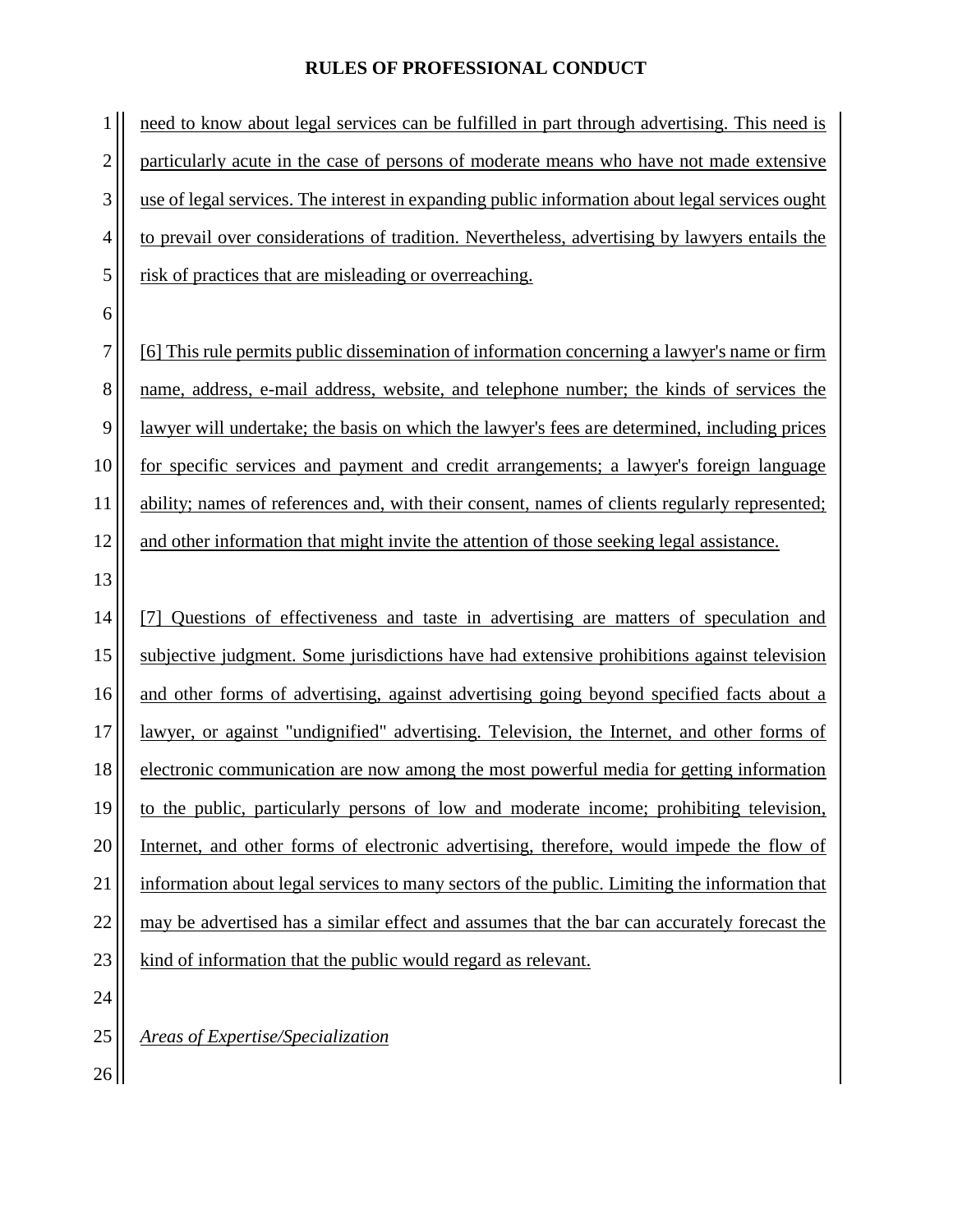need to know about legal services can be fulfilled in part through advertising. This need is particularly acute in the case of persons of moderate means who have not made extensive use of legal services. The interest in expanding public information about legal services ought to prevail over considerations of tradition. Nevertheless, advertising by lawyers entails the risk of practices that are misleading or overreaching.

[6] This rule permits public dissemination of information concerning a lawyer's name or firm name, address, e-mail address, website, and telephone number; the kinds of services the lawyer will undertake; the basis on which the lawyer's fees are determined, including prices for specific services and payment and credit arrangements; a lawyer's foreign language ability; names of references and, with their consent, names of clients regularly represented; and other information that might invite the attention of those seeking legal assistance.

[7] Questions of effectiveness and taste in advertising are matters of speculation and subjective judgment. Some jurisdictions have had extensive prohibitions against television and other forms of advertising, against advertising going beyond specified facts about a lawyer, or against "undignified" advertising. Television, the Internet, and other forms of electronic communication are now among the most powerful media for getting information to the public, particularly persons of low and moderate income; prohibiting television, Internet, and other forms of electronic advertising, therefore, would impede the flow of information about legal services to many sectors of the public. Limiting the information that may be advertised has a similar effect and assumes that the bar can accurately forecast the kind of information that the public would regard as relevant.

*Areas of Expertise/Specialization*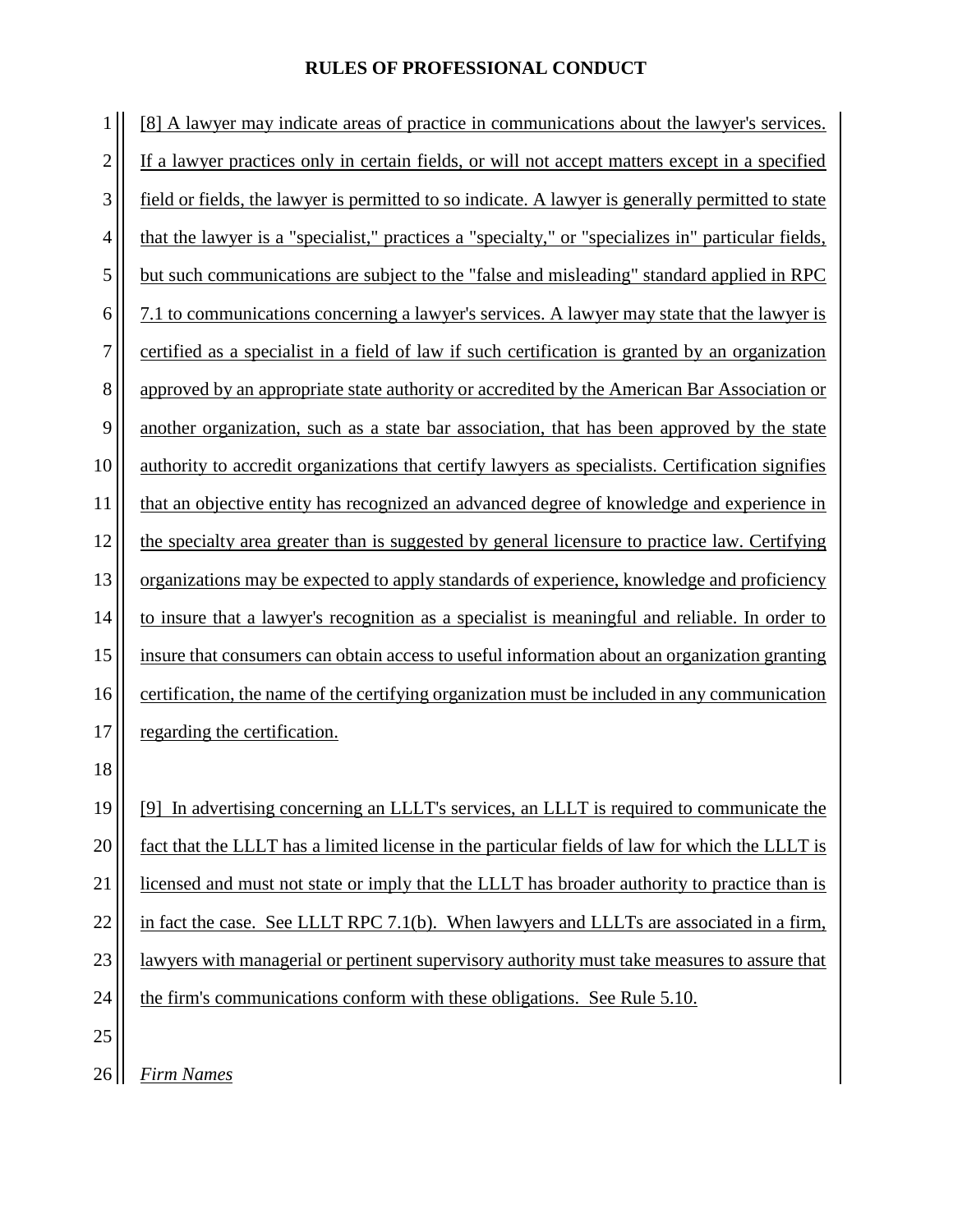[8] A lawyer may indicate areas of practice in communications about the lawyer's services. If a lawyer practices only in certain fields, or will not accept matters except in a specified field or fields, the lawyer is permitted to so indicate. A lawyer is generally permitted to state that the lawyer is a "specialist," practices a "specialty," or "specializes in" particular fields, but such communications are subject to the "false and misleading" standard applied in RPC 7.1 to communications concerning a lawyer's services. A lawyer may state that the lawyer is certified as a specialist in a field of law if such certification is granted by an organization approved by an appropriate state authority or accredited by the American Bar Association or another organization, such as a state bar association, that has been approved by the state authority to accredit organizations that certify lawyers as specialists. Certification signifies that an objective entity has recognized an advanced degree of knowledge and experience in the specialty area greater than is suggested by general licensure to practice law. Certifying organizations may be expected to apply standards of experience, knowledge and proficiency to insure that a lawyer's recognition as a specialist is meaningful and reliable. In order to insure that consumers can obtain access to useful information about an organization granting certification, the name of the certifying organization must be included in any communication regarding the certification.

[9] In advertising concerning an LLLT's services, an LLLT is required to communicate the fact that the LLLT has a limited license in the particular fields of law for which the LLLT is licensed and must not state or imply that the LLLT has broader authority to practice than is in fact the case. See LLLT RPC 7.1(b). When lawyers and LLLTs are associated in a firm, lawyers with managerial or pertinent supervisory authority must take measures to assure that the firm's communications conform with these obligations. See Rule 5.10.

*Firm Names*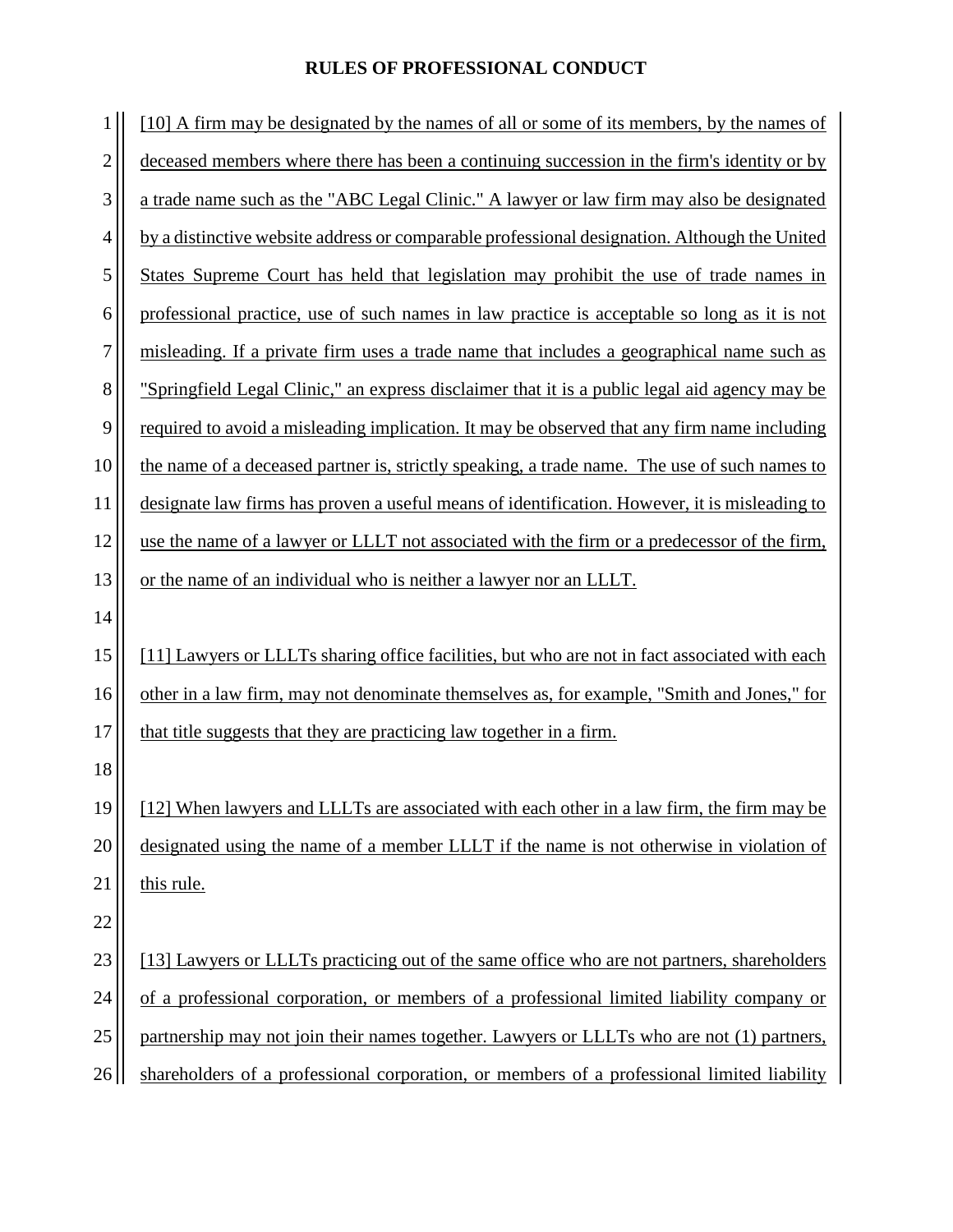[10] A firm may be designated by the names of all or some of its members, by the names of deceased members where there has been a continuing succession in the firm's identity or by a trade name such as the "ABC Legal Clinic." A lawyer or law firm may also be designated by a distinctive website address or comparable professional designation. Although the United States Supreme Court has held that legislation may prohibit the use of trade names in professional practice, use of such names in law practice is acceptable so long as it is not misleading. If a private firm uses a trade name that includes a geographical name such as "Springfield Legal Clinic," an express disclaimer that it is a public legal aid agency may be required to avoid a misleading implication. It may be observed that any firm name including the name of a deceased partner is, strictly speaking, a trade name. The use of such names to designate law firms has proven a useful means of identification. However, it is misleading to use the name of a lawyer or LLLT not associated with the firm or a predecessor of the firm, or the name of an individual who is neither a lawyer nor an LLLT.

[11] Lawyers or LLLTs sharing office facilities, but who are not in fact associated with each other in a law firm, may not denominate themselves as, for example, "Smith and Jones," for that title suggests that they are practicing law together in a firm.

[12] When lawyers and LLLTs are associated with each other in a law firm, the firm may be designated using the name of a member LLLT if the name is not otherwise in violation of this rule.

[13] Lawyers or LLLTs practicing out of the same office who are not partners, shareholders of a professional corporation, or members of a professional limited liability company or partnership may not join their names together. Lawyers or LLLTs who are not (1) partners, shareholders of a professional corporation, or members of a professional limited liability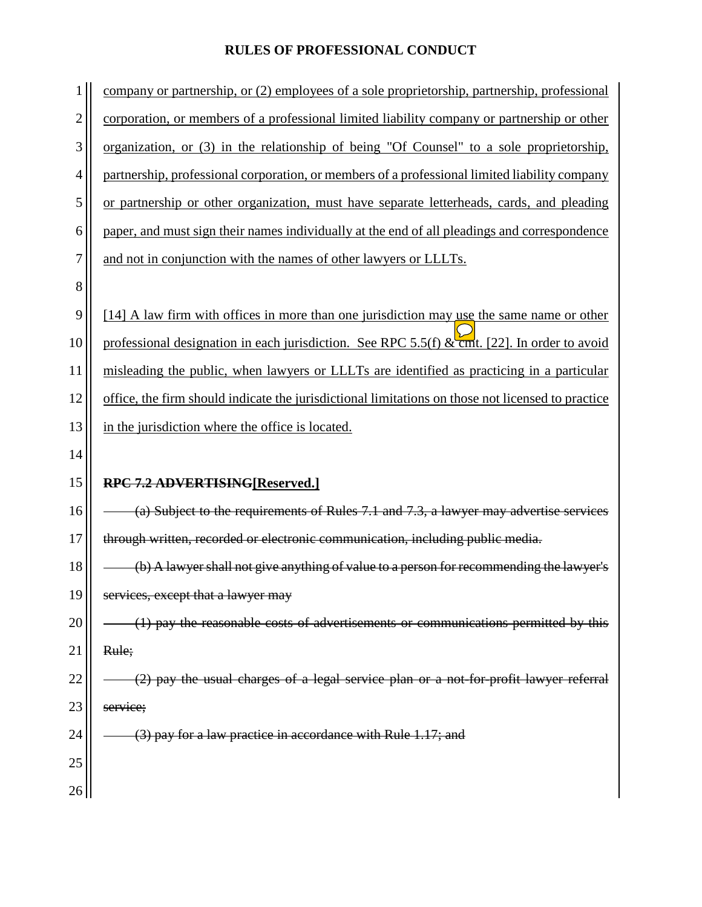company or partnership, or (2) employees of a sole proprietorship, partnership, professional corporation, or members of a professional limited liability company or partnership or other organization, or (3) in the relationship of being "Of Counsel" to a sole proprietorship, partnership, professional corporation, or members of a professional limited liability company or partnership or other organization, must have separate letterheads, cards, and pleading paper, and must sign their names individually at the end of all pleadings and correspondence and not in conjunction with the names of other lawyers or LLLTs.

[14] A law firm with offices in more than one jurisdiction may use the same name or other professional designation in each jurisdiction. See RPC 5.5(f) & cmt. [22]. In order to avoid misleading the public, when lawyers or LLLTs are identified as practicing in a particular office, the firm should indicate the jurisdictional limitations on those not licensed to practice in the jurisdiction where the office is located.

**~~RPC 7.2 ADVERTISING~~[Reserved.]**

~~(a) Subject to the requirements of Rules 7.1 and 7.3, a lawyer may advertise services through written, recorded or electronic communication, including public media.~~

~~(b) A lawyer shall not give anything of value to a person for recommending the lawyer's services, except that a lawyer may~~

~~(1) pay the reasonable costs of advertisements or communications permitted by this Rule;~~

~~(2) pay the usual charges of a legal service plan or a not-for-profit lawyer referral service;~~

~~(3) pay for a law practice in accordance with Rule 1.17; and~~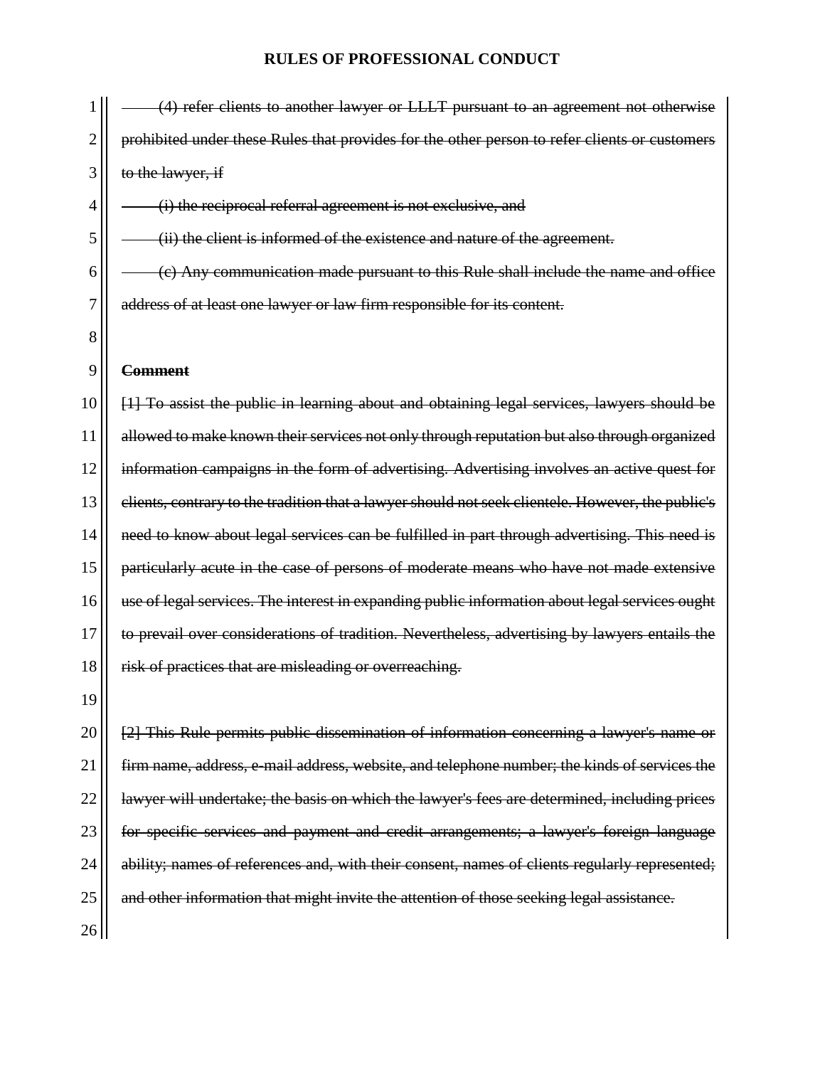~~(4) refer clients to another lawyer or LLLT pursuant to an agreement not otherwise prohibited under these Rules that provides for the other person to refer clients or customers to the lawyer, if~~

~~(i) the reciprocal referral agreement is not exclusive, and~~

~~(ii) the client is informed of the existence and nature of the agreement.~~

~~(c) Any communication made pursuant to this Rule shall include the name and office address of at least one lawyer or law firm responsible for its content.~~

~~**Comment**~~

~~[1] To assist the public in learning about and obtaining legal services, lawyers should be allowed to make known their services not only through reputation but also through organized information campaigns in the form of advertising. Advertising involves an active quest for clients, contrary to the tradition that a lawyer should not seek clientele. However, the public's need to know about legal services can be fulfilled in part through advertising. This need is particularly acute in the case of persons of moderate means who have not made extensive use of legal services. The interest in expanding public information about legal services ought to prevail over considerations of tradition. Nevertheless, advertising by lawyers entails the risk of practices that are misleading or overreaching.~~

~~[2] This Rule permits public dissemination of information concerning a lawyer's name or firm name, address, e-mail address, website, and telephone number; the kinds of services the lawyer will undertake; the basis on which the lawyer's fees are determined, including prices for specific services and payment and credit arrangements; a lawyer's foreign language ability; names of references and, with their consent, names of clients regularly represented; and other information that might invite the attention of those seeking legal assistance.~~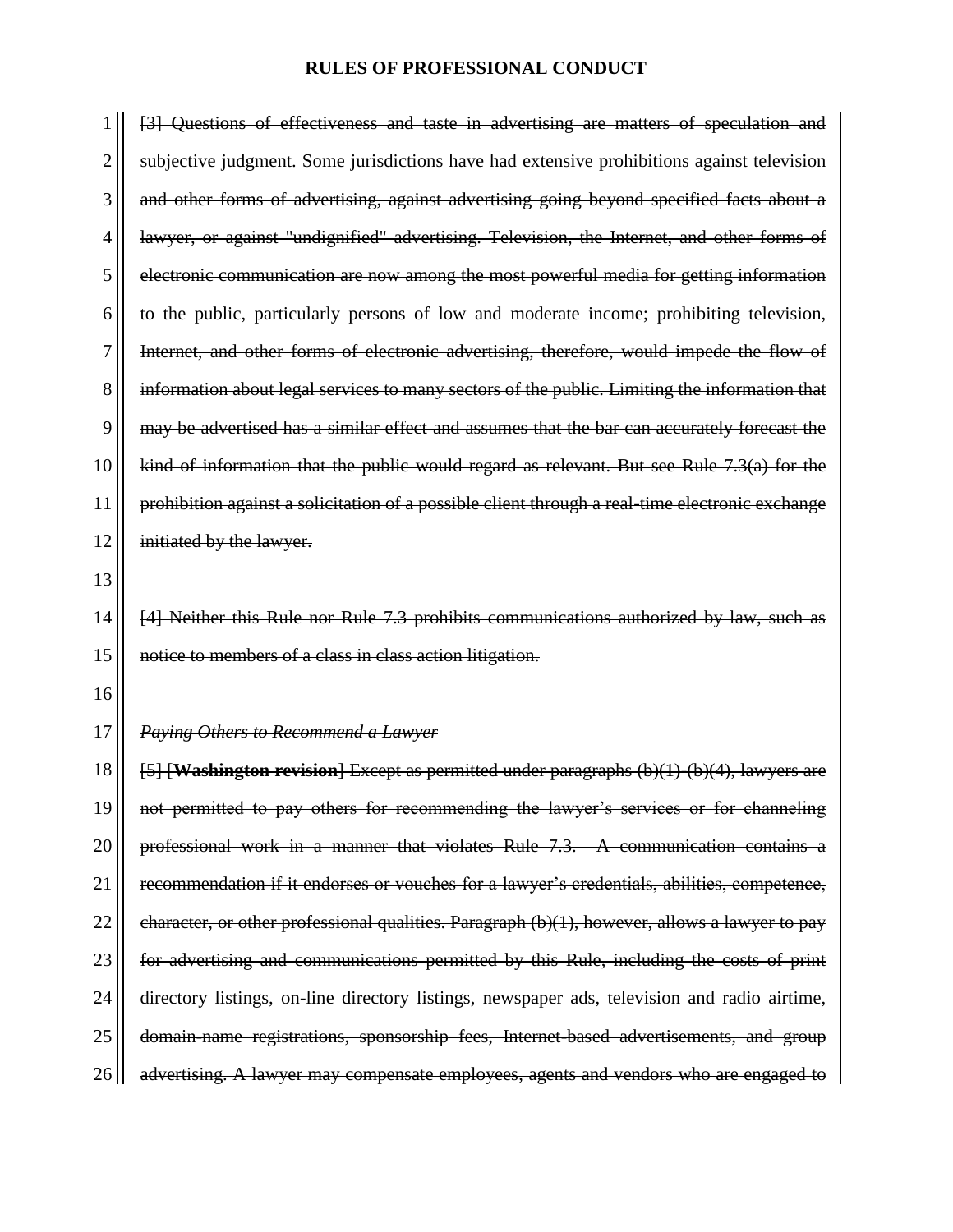~~[3] Questions of effectiveness and taste in advertising are matters of speculation and subjective judgment. Some jurisdictions have had extensive prohibitions against television and other forms of advertising, against advertising going beyond specified facts about a lawyer, or against "undignified" advertising. Television, the Internet, and other forms of electronic communication are now among the most powerful media for getting information to the public, particularly persons of low and moderate income; prohibiting television, Internet, and other forms of electronic advertising, therefore, would impede the flow of information about legal services to many sectors of the public. Limiting the information that may be advertised has a similar effect and assumes that the bar can accurately forecast the kind of information that the public would regard as relevant. But see Rule 7.3(a) for the prohibition against a solicitation of a possible client through a real-time electronic exchange initiated by the lawyer.~~

~~[4] Neither this Rule nor Rule 7.3 prohibits communications authorized by law, such as notice to members of a class in class action litigation.~~

~~*Paying Others to Recommend a Lawyer*~~

~~[5] [**Washington revision**] Except as permitted under paragraphs (b)(1)-(b)(4), lawyers are not permitted to pay others for recommending the lawyer's services or for channeling professional work in a manner that violates Rule 7.3. A communication contains a recommendation if it endorses or vouches for a lawyer's credentials, abilities, competence, character, or other professional qualities. Paragraph (b)(1), however, allows a lawyer to pay for advertising and communications permitted by this Rule, including the costs of print directory listings, on-line directory listings, newspaper ads, television and radio airtime, domain-name registrations, sponsorship fees, Internet-based advertisements, and group advertising. A lawyer may compensate employees, agents and vendors who are engaged to~~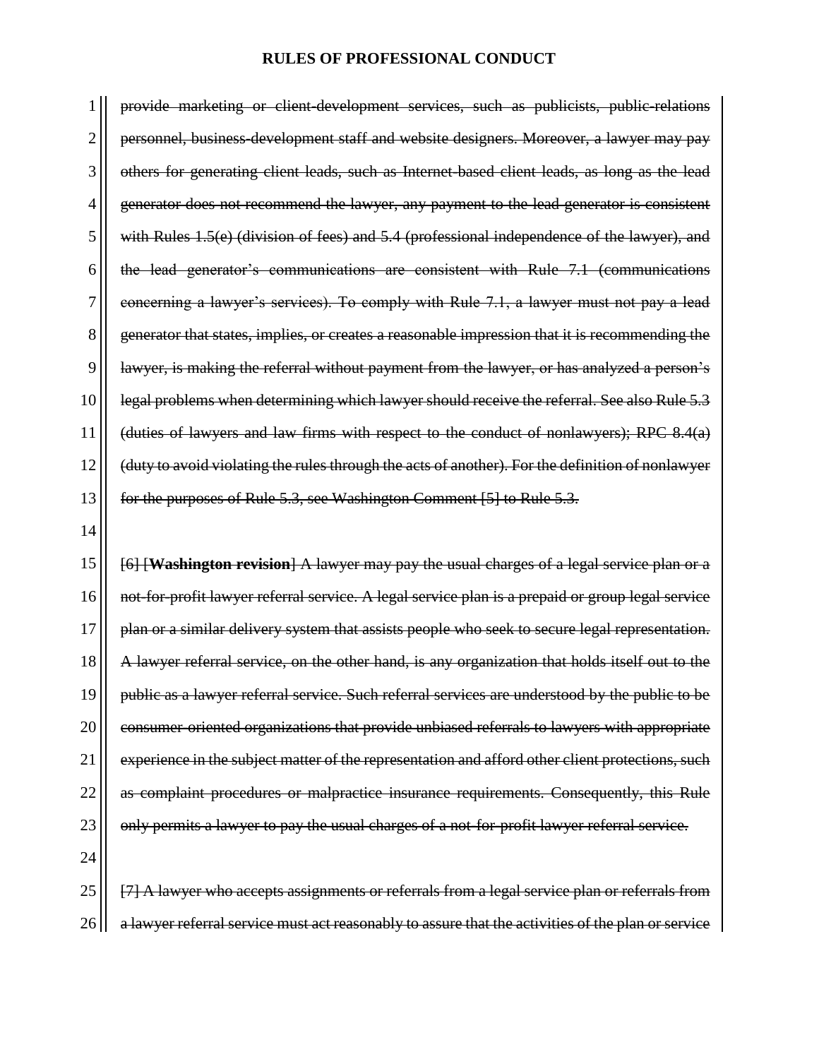~~provide marketing or client-development services, such as publicists, public-relations personnel, business-development staff and website designers. Moreover, a lawyer may pay others for generating client leads, such as Internet-based client leads, as long as the lead generator does not recommend the lawyer, any payment to the lead generator is consistent with Rules 1.5(e) (division of fees) and 5.4 (professional independence of the lawyer), and the lead generator's communications are consistent with Rule 7.1 (communications concerning a lawyer's services). To comply with Rule 7.1, a lawyer must not pay a lead generator that states, implies, or creates a reasonable impression that it is recommending the lawyer, is making the referral without payment from the lawyer, or has analyzed a person's legal problems when determining which lawyer should receive the referral. See also Rule 5.3 (duties of lawyers and law firms with respect to the conduct of nonlawyers); RPC 8.4(a) (duty to avoid violating the rules through the acts of another). For the definition of nonlawyer for the purposes of Rule 5.3, see Washington Comment [5] to Rule 5.3.~~

~~[6] [**Washington revision**] A lawyer may pay the usual charges of a legal service plan or a not-for-profit lawyer referral service. A legal service plan is a prepaid or group legal service plan or a similar delivery system that assists people who seek to secure legal representation. A lawyer referral service, on the other hand, is any organization that holds itself out to the public as a lawyer referral service. Such referral services are understood by the public to be consumer-oriented organizations that provide unbiased referrals to lawyers with appropriate experience in the subject matter of the representation and afford other client protections, such as complaint procedures or malpractice insurance requirements. Consequently, this Rule only permits a lawyer to pay the usual charges of a not-for-profit lawyer referral service.~~

~~[7] A lawyer who accepts assignments or referrals from a legal service plan or referrals from a lawyer referral service must act reasonably to assure that the activities of the plan or service~~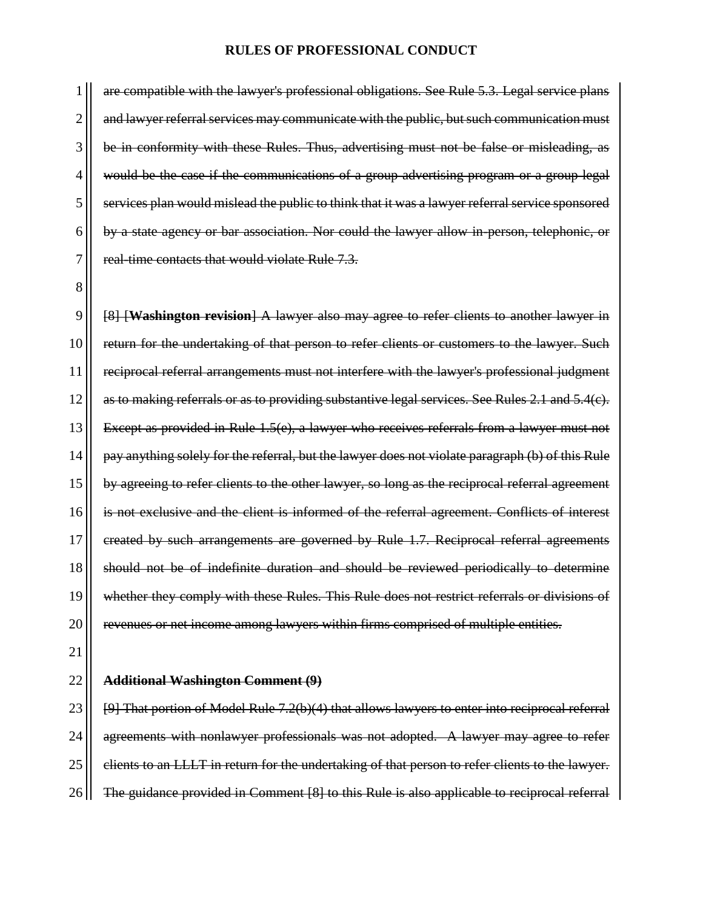~~are compatible with the lawyer's professional obligations. See Rule 5.3. Legal service plans and lawyer referral services may communicate with the public, but such communication must be in conformity with these Rules. Thus, advertising must not be false or misleading, as would be the case if the communications of a group advertising program or a group legal services plan would mislead the public to think that it was a lawyer referral service sponsored by a state agency or bar association. Nor could the lawyer allow in-person, telephonic, or real-time contacts that would violate Rule 7.3.~~

~~[8] [**Washington revision**] A lawyer also may agree to refer clients to another lawyer in return for the undertaking of that person to refer clients or customers to the lawyer. Such reciprocal referral arrangements must not interfere with the lawyer's professional judgment as to making referrals or as to providing substantive legal services. See Rules 2.1 and 5.4(c). Except as provided in Rule 1.5(e), a lawyer who receives referrals from a lawyer must not pay anything solely for the referral, but the lawyer does not violate paragraph (b) of this Rule by agreeing to refer clients to the other lawyer, so long as the reciprocal referral agreement is not exclusive and the client is informed of the referral agreement. Conflicts of interest created by such arrangements are governed by Rule 1.7. Reciprocal referral agreements should not be of indefinite duration and should be reviewed periodically to determine whether they comply with these Rules. This Rule does not restrict referrals or divisions of revenues or net income among lawyers within firms comprised of multiple entities.~~

~~**Additional Washington Comment (9)**~~

~~[9] That portion of Model Rule 7.2(b)(4) that allows lawyers to enter into reciprocal referral agreements with nonlawyer professionals was not adopted. A lawyer may agree to refer clients to an LLLT in return for the undertaking of that person to refer clients to the lawyer. The guidance provided in Comment [8] to this Rule is also applicable to reciprocal referral~~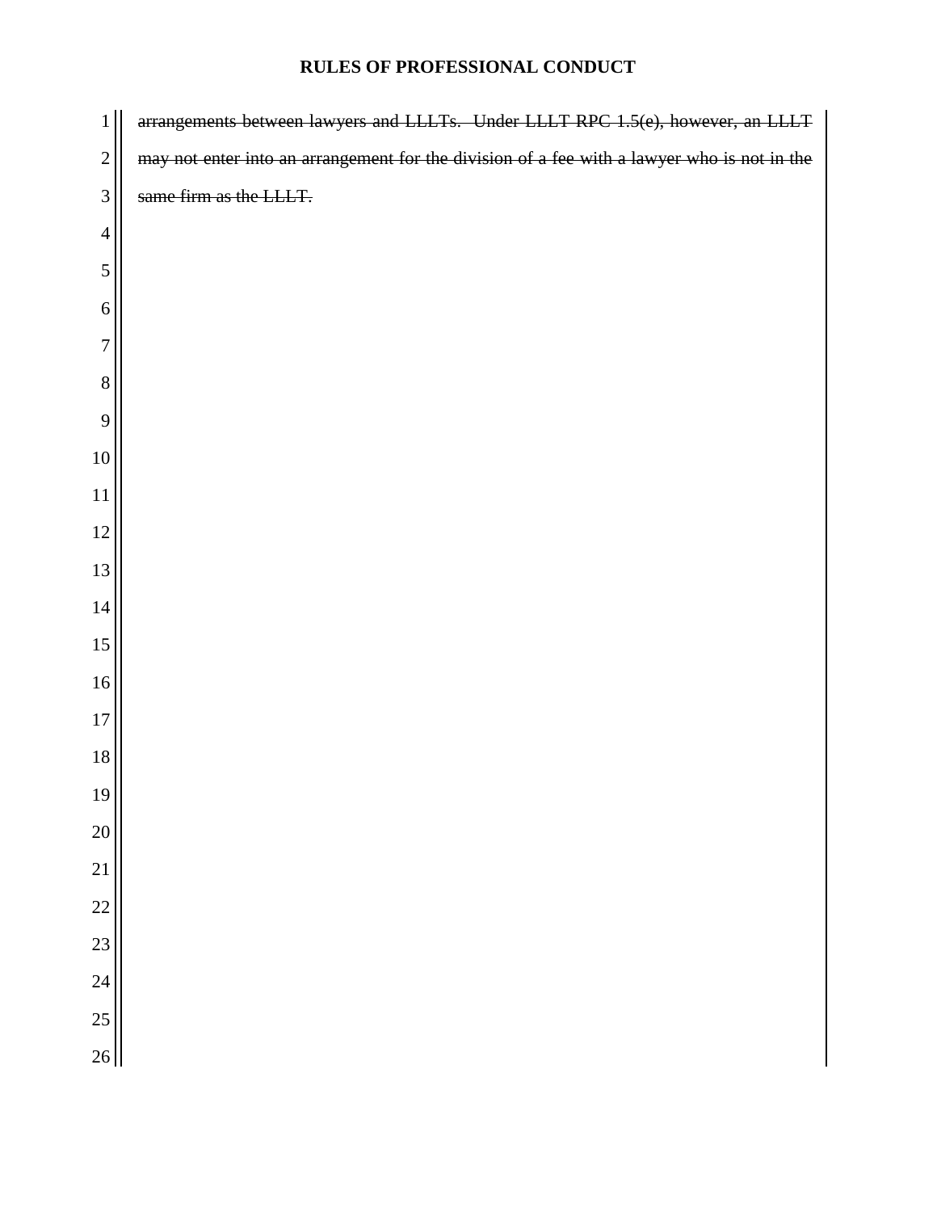~~arrangements between lawyers and LLLTs. Under LLLT RPC 1.5(e), however, an LLLT may not enter into an arrangement for the division of a fee with a lawyer who is not in the same firm as the LLLT.~~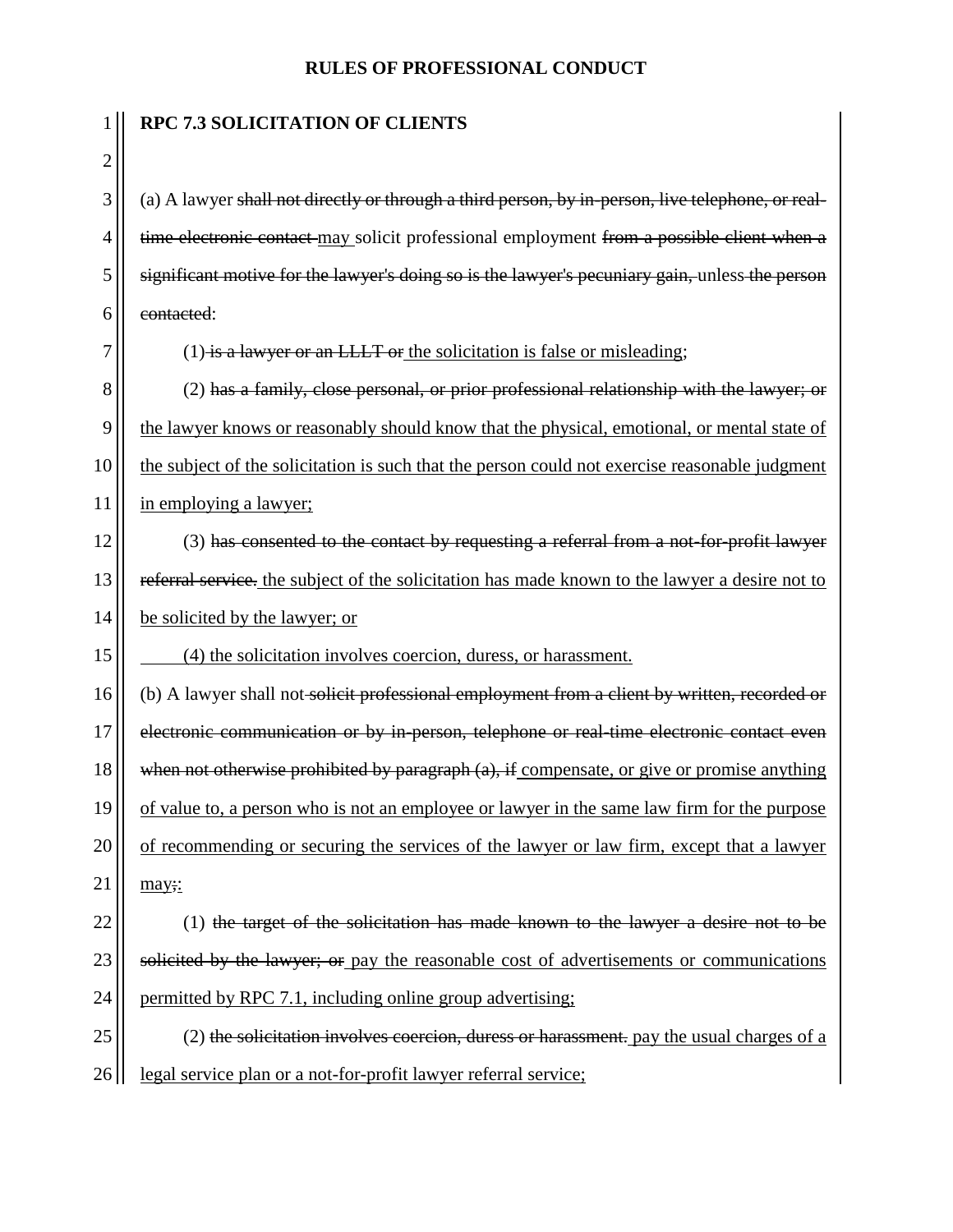RPC 7.3 SOLICITATION OF CLIENTS

(a) A lawyer ~~shall not directly or through a third person, by in-person, live telephone, or real-time electronic contact~~ <u>may</u> solicit professional employment ~~from a possible client when a significant motive for the lawyer's doing so is the lawyer's pecuniary gain,~~ unless ~~the person contacted~~:

(1) ~~is a lawyer or an LLLT or~~ <u>the solicitation is false or misleading</u>;

(2) ~~has a family, close personal, or prior professional relationship with the lawyer; or~~ <u>the lawyer knows or reasonably should know that the physical, emotional, or mental state of the subject of the solicitation is such that the person could not exercise reasonable judgment in employing a lawyer;</u>

(3) ~~has consented to the contact by requesting a referral from a not-for-profit lawyer referral service.~~ <u>the subject of the solicitation has made known to the lawyer a desire not to be solicited by the lawyer; or</u>

<u>(4) the solicitation involves coercion, duress, or harassment.</u>

(b) A lawyer shall not ~~solicit professional employment from a client by written, recorded or electronic communication or by in-person, telephone or real-time electronic contact even when not otherwise prohibited by paragraph (a), if~~ <u>compensate, or give or promise anything of value to, a person who is not an employee or lawyer in the same law firm for the purpose of recommending or securing the services of the lawyer or law firm, except that a lawyer may</u>~~;~~<u>:</u>

(1) ~~the target of the solicitation has made known to the lawyer a desire not to be solicited by the lawyer; or~~ <u>pay the reasonable cost of advertisements or communications permitted by RPC 7.1, including online group advertising;</u>

(2) ~~the solicitation involves coercion, duress or harassment.~~ <u>pay the usual charges of a legal service plan or a not-for-profit lawyer referral service;</u>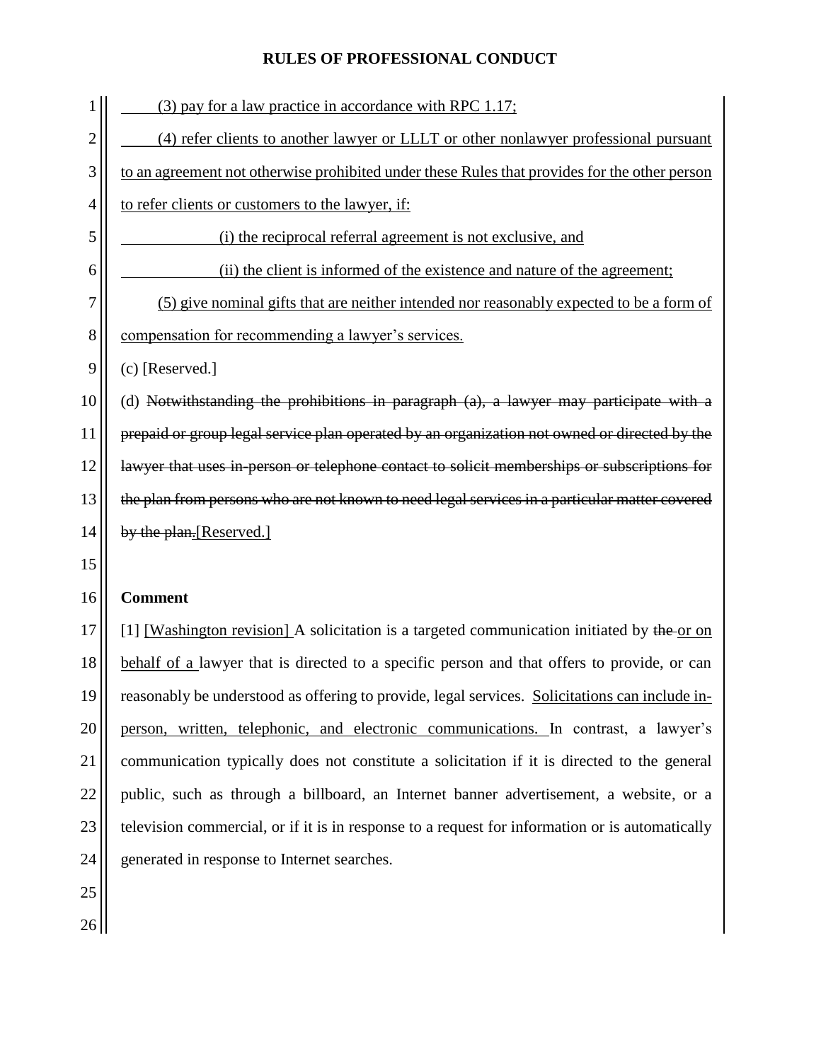(3) pay for a law practice in accordance with RPC 1.17;

(4) refer clients to another lawyer or LLLT or other nonlawyer professional pursuant to an agreement not otherwise prohibited under these Rules that provides for the other person to refer clients or customers to the lawyer, if:

(i) the reciprocal referral agreement is not exclusive, and

(ii) the client is informed of the existence and nature of the agreement;

(5) give nominal gifts that are neither intended nor reasonably expected to be a form of compensation for recommending a lawyer's services.

(c) [Reserved.]

(d) ~~Notwithstanding the prohibitions in paragraph (a), a lawyer may participate with a prepaid or group legal service plan operated by an organization not owned or directed by the lawyer that uses in-person or telephone contact to solicit memberships or subscriptions for the plan from persons who are not known to need legal services in a particular matter covered by the plan.~~[Reserved.]

**Comment**

[1] [Washington revision] A solicitation is a targeted communication initiated by ~~the~~ or on behalf of a lawyer that is directed to a specific person and that offers to provide, or can reasonably be understood as offering to provide, legal services. Solicitations can include in-person, written, telephonic, and electronic communications. In contrast, a lawyer's communication typically does not constitute a solicitation if it is directed to the general public, such as through a billboard, an Internet banner advertisement, a website, or a television commercial, or if it is in response to a request for information or is automatically generated in response to Internet searches.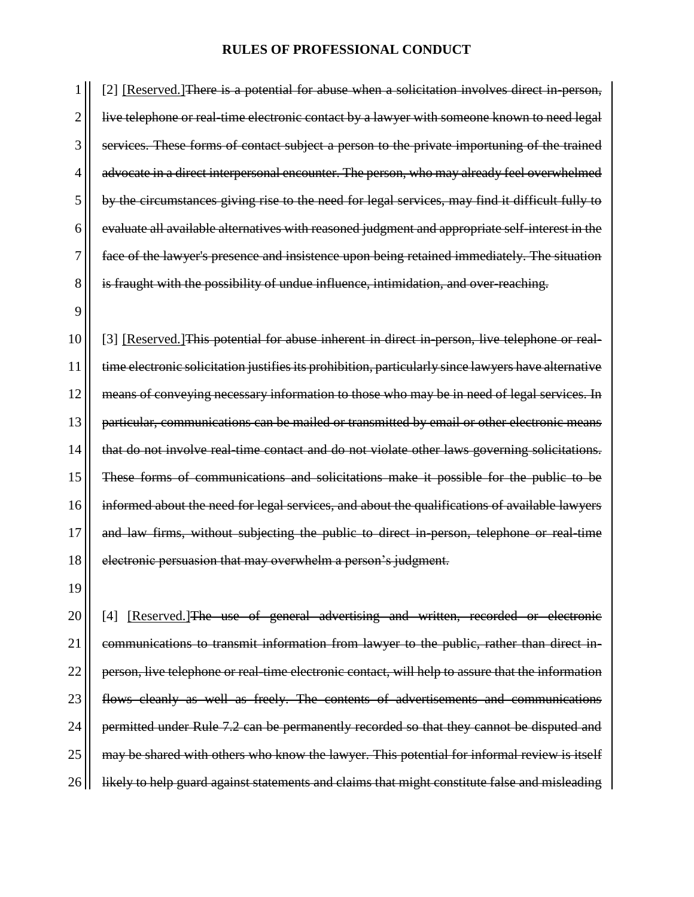[2] <u>[Reserved.]</u>~~There is a potential for abuse when a solicitation involves direct in-person, live telephone or real-time electronic contact by a lawyer with someone known to need legal services. These forms of contact subject a person to the private importuning of the trained advocate in a direct interpersonal encounter. The person, who may already feel overwhelmed by the circumstances giving rise to the need for legal services, may find it difficult fully to evaluate all available alternatives with reasoned judgment and appropriate self-interest in the face of the lawyer's presence and insistence upon being retained immediately. The situation is fraught with the possibility of undue influence, intimidation, and over-reaching.~~

[3] <u>[Reserved.]</u>~~This potential for abuse inherent in direct in-person, live telephone or real-time electronic solicitation justifies its prohibition, particularly since lawyers have alternative means of conveying necessary information to those who may be in need of legal services. In particular, communications can be mailed or transmitted by email or other electronic means that do not involve real-time contact and do not violate other laws governing solicitations. These forms of communications and solicitations make it possible for the public to be informed about the need for legal services, and about the qualifications of available lawyers and law firms, without subjecting the public to direct in-person, telephone or real-time electronic persuasion that may overwhelm a person's judgment.~~

[4] <u>[Reserved.]</u>~~The use of general advertising and written, recorded or electronic communications to transmit information from lawyer to the public, rather than direct in-person, live telephone or real-time electronic contact, will help to assure that the information flows cleanly as well as freely. The contents of advertisements and communications permitted under Rule 7.2 can be permanently recorded so that they cannot be disputed and may be shared with others who know the lawyer. This potential for informal review is itself likely to help guard against statements and claims that might constitute false and misleading~~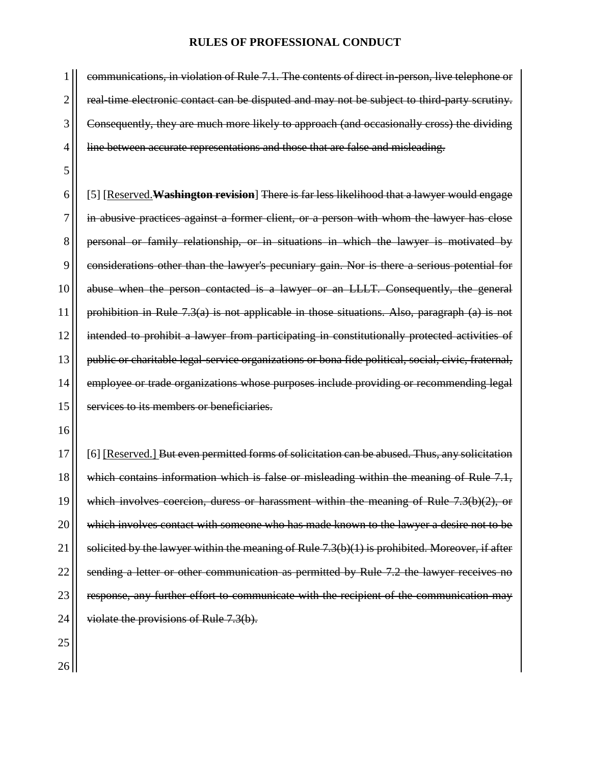~~communications, in violation of Rule 7.1. The contents of direct in-person, live telephone or real-time electronic contact can be disputed and may not be subject to third-party scrutiny. Consequently, they are much more likely to approach (and occasionally cross) the dividing line between accurate representations and those that are false and misleading.~~

[5] [<u>Reserved.</u>~~**Washington revision**~~] ~~There is far less likelihood that a lawyer would engage in abusive practices against a former client, or a person with whom the lawyer has close personal or family relationship, or in situations in which the lawyer is motivated by considerations other than the lawyer's pecuniary gain. Nor is there a serious potential for abuse when the person contacted is a lawyer or an LLLT. Consequently, the general prohibition in Rule 7.3(a) is not applicable in those situations. Also, paragraph (a) is not intended to prohibit a lawyer from participating in constitutionally protected activities of public or charitable legal-service organizations or bona fide political, social, civic, fraternal, employee or trade organizations whose purposes include providing or recommending legal services to its members or beneficiaries.~~

[6] <u>[Reserved.]</u> ~~But even permitted forms of solicitation can be abused. Thus, any solicitation which contains information which is false or misleading within the meaning of Rule 7.1, which involves coercion, duress or harassment within the meaning of Rule 7.3(b)(2), or which involves contact with someone who has made known to the lawyer a desire not to be solicited by the lawyer within the meaning of Rule 7.3(b)(1) is prohibited. Moreover, if after sending a letter or other communication as permitted by Rule 7.2 the lawyer receives no response, any further effort to communicate with the recipient of the communication may violate the provisions of Rule 7.3(b).~~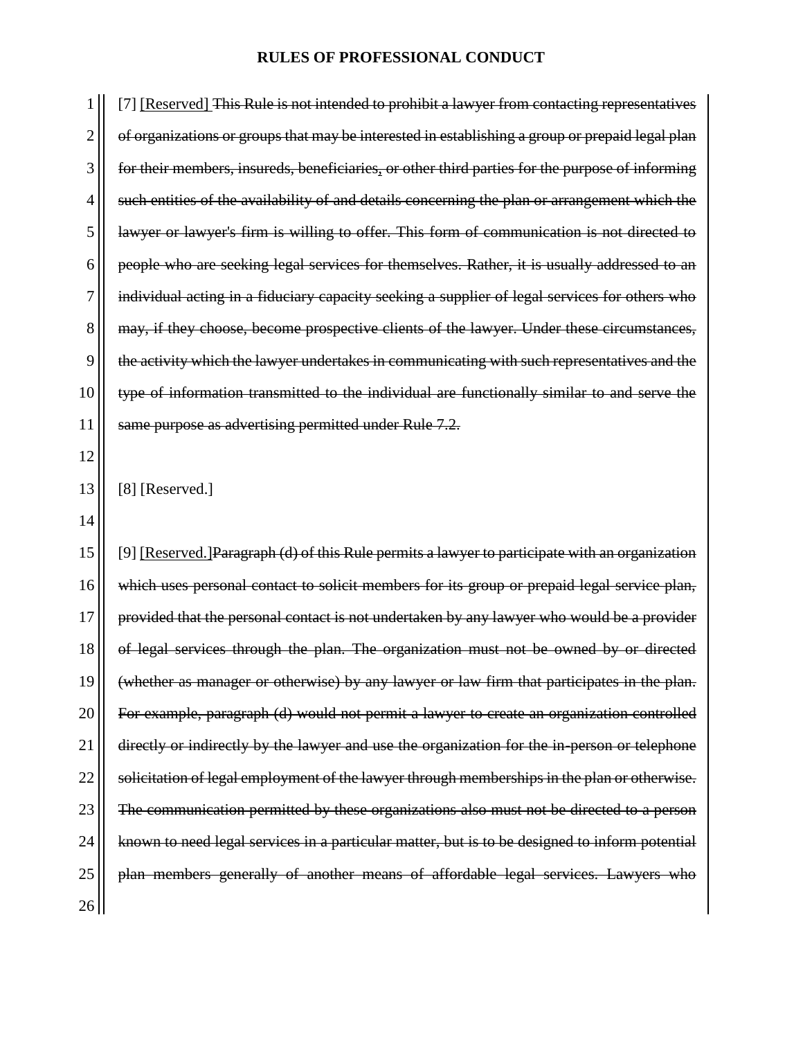[7] <u>[Reserved]</u> ~~This Rule is not intended to prohibit a lawyer from contacting representatives of organizations or groups that may be interested in establishing a group or prepaid legal plan for their members, insureds, beneficiaries, or other third parties for the purpose of informing such entities of the availability of and details concerning the plan or arrangement which the lawyer or lawyer's firm is willing to offer. This form of communication is not directed to people who are seeking legal services for themselves. Rather, it is usually addressed to an individual acting in a fiduciary capacity seeking a supplier of legal services for others who may, if they choose, become prospective clients of the lawyer. Under these circumstances, the activity which the lawyer undertakes in communicating with such representatives and the type of information transmitted to the individual are functionally similar to and serve the same purpose as advertising permitted under Rule 7.2.~~

[8] [Reserved.]

[9] <u>[Reserved.]</u>~~Paragraph (d) of this Rule permits a lawyer to participate with an organization which uses personal contact to solicit members for its group or prepaid legal service plan, provided that the personal contact is not undertaken by any lawyer who would be a provider of legal services through the plan. The organization must not be owned by or directed (whether as manager or otherwise) by any lawyer or law firm that participates in the plan. For example, paragraph (d) would not permit a lawyer to create an organization controlled directly or indirectly by the lawyer and use the organization for the in-person or telephone solicitation of legal employment of the lawyer through memberships in the plan or otherwise. The communication permitted by these organizations also must not be directed to a person known to need legal services in a particular matter, but is to be designed to inform potential plan members generally of another means of affordable legal services. Lawyers who~~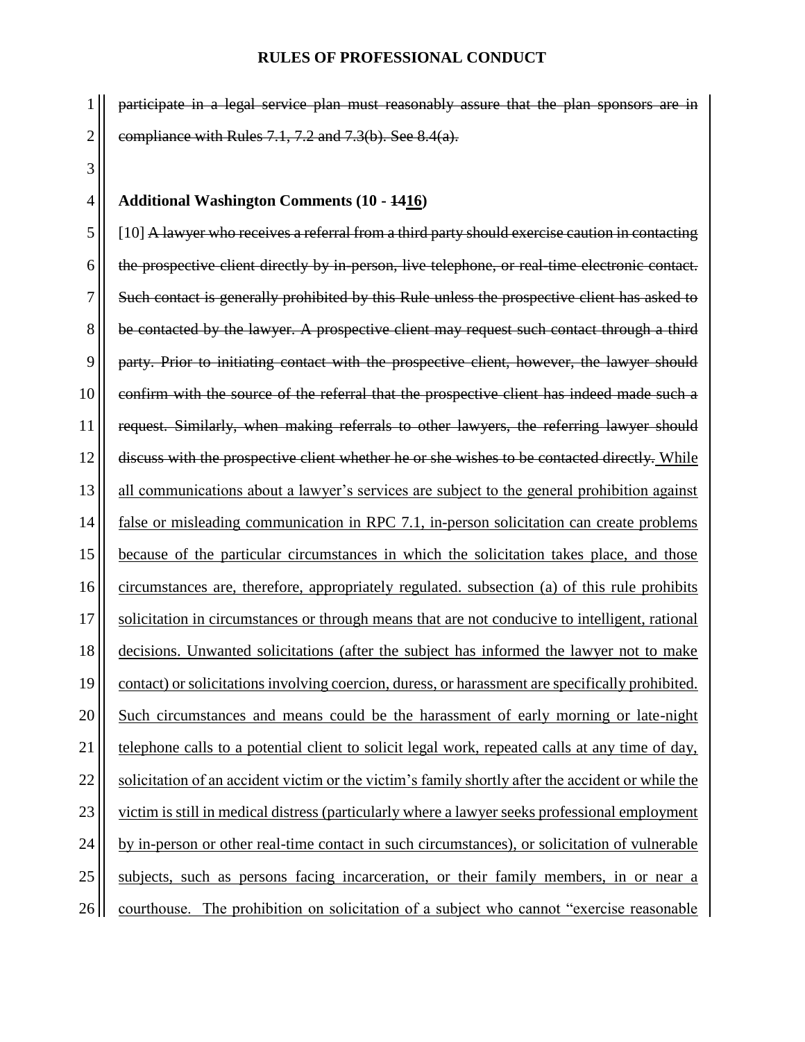~~participate in a legal service plan must reasonably assure that the plan sponsors are in compliance with Rules 7.1, 7.2 and 7.3(b). See 8.4(a).~~

**Additional Washington Comments (10 - ~~14~~<u>16</u>)**

[10] ~~A lawyer who receives a referral from a third party should exercise caution in contacting the prospective client directly by in-person, live telephone, or real-time electronic contact. Such contact is generally prohibited by this Rule unless the prospective client has asked to be contacted by the lawyer. A prospective client may request such contact through a third party. Prior to initiating contact with the prospective client, however, the lawyer should confirm with the source of the referral that the prospective client has indeed made such a request. Similarly, when making referrals to other lawyers, the referring lawyer should discuss with the prospective client whether he or she wishes to be contacted directly.~~ <u>While all communications about a lawyer's services are subject to the general prohibition against false or misleading communication in RPC 7.1, in-person solicitation can create problems because of the particular circumstances in which the solicitation takes place, and those circumstances are, therefore, appropriately regulated. subsection (a) of this rule prohibits solicitation in circumstances or through means that are not conducive to intelligent, rational decisions. Unwanted solicitations (after the subject has informed the lawyer not to make contact) or solicitations involving coercion, duress, or harassment are specifically prohibited. Such circumstances and means could be the harassment of early morning or late-night telephone calls to a potential client to solicit legal work, repeated calls at any time of day, solicitation of an accident victim or the victim's family shortly after the accident or while the victim is still in medical distress (particularly where a lawyer seeks professional employment by in-person or other real-time contact in such circumstances), or solicitation of vulnerable subjects, such as persons facing incarceration, or their family members, in or near a courthouse. The prohibition on solicitation of a subject who cannot "exercise reasonable</u>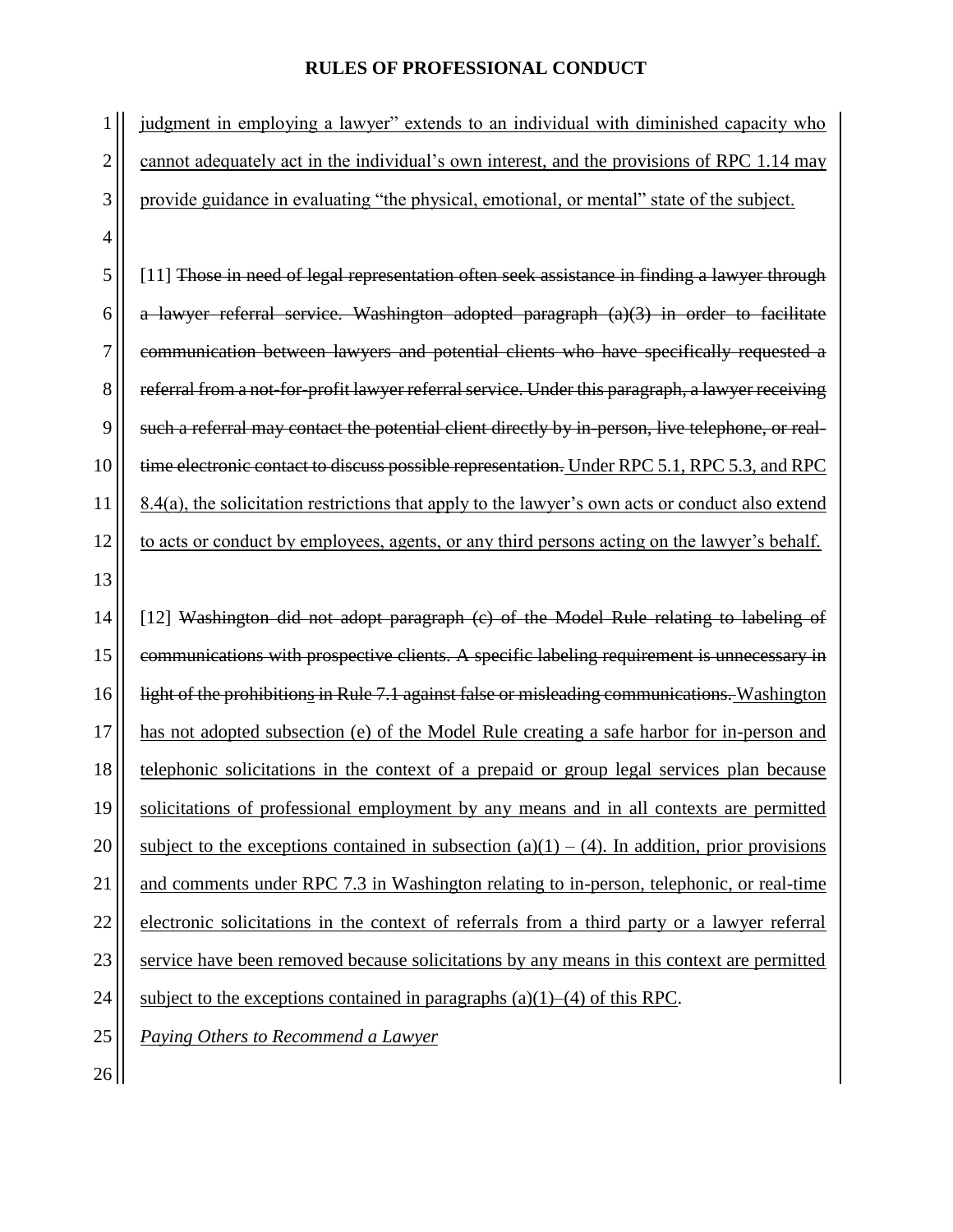judgment in employing a lawyer" extends to an individual with diminished capacity who cannot adequately act in the individual's own interest, and the provisions of RPC 1.14 may provide guidance in evaluating "the physical, emotional, or mental" state of the subject.

[11] ~~Those in need of legal representation often seek assistance in finding a lawyer through a lawyer referral service. Washington adopted paragraph (a)(3) in order to facilitate communication between lawyers and potential clients who have specifically requested a referral from a not-for-profit lawyer referral service. Under this paragraph, a lawyer receiving such a referral may contact the potential client directly by in-person, live telephone, or real-time electronic contact to discuss possible representation.~~ Under RPC 5.1, RPC 5.3, and RPC 8.4(a), the solicitation restrictions that apply to the lawyer's own acts or conduct also extend to acts or conduct by employees, agents, or any third persons acting on the lawyer's behalf.

[12] ~~Washington did not adopt paragraph (c) of the Model Rule relating to labeling of communications with prospective clients. A specific labeling requirement is unnecessary in light of the prohibitions in Rule 7.1 against false or misleading communications.~~ Washington has not adopted subsection (e) of the Model Rule creating a safe harbor for in-person and telephonic solicitations in the context of a prepaid or group legal services plan because solicitations of professional employment by any means and in all contexts are permitted subject to the exceptions contained in subsection (a)(1) – (4). In addition, prior provisions and comments under RPC 7.3 in Washington relating to in-person, telephonic, or real-time electronic solicitations in the context of referrals from a third party or a lawyer referral service have been removed because solicitations by any means in this context are permitted subject to the exceptions contained in paragraphs (a)(1)–(4) of this RPC.

*Paying Others to Recommend a Lawyer*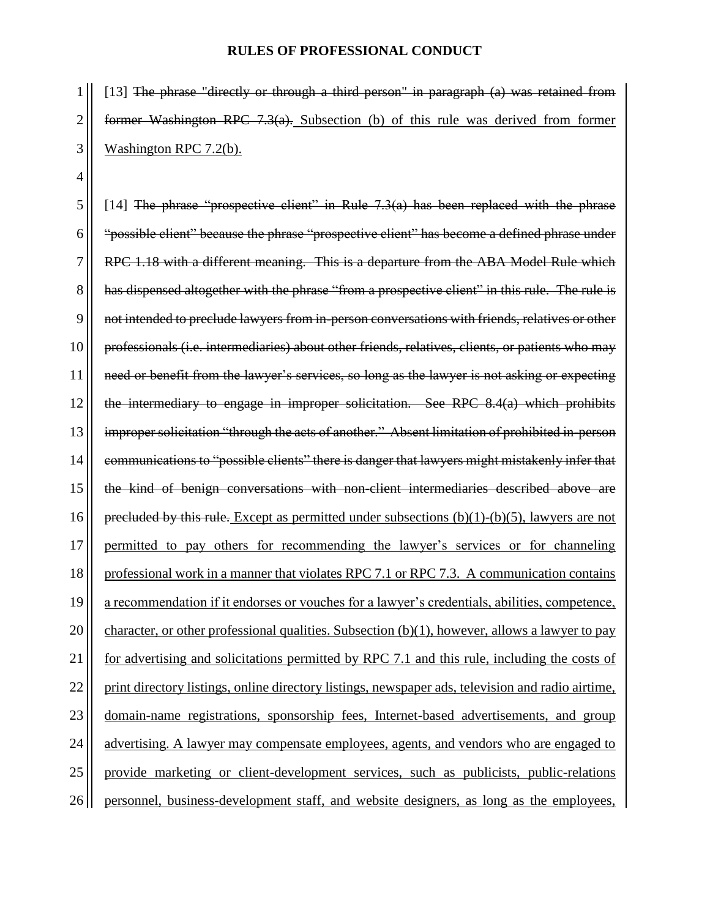[13] ~~The phrase "directly or through a third person" in paragraph (a) was retained from former Washington RPC 7.3(a).~~ <u>Subsection (b) of this rule was derived from former Washington RPC 7.2(b).</u>

[14] ~~The phrase "prospective client" in Rule 7.3(a) has been replaced with the phrase "possible client" because the phrase "prospective client" has become a defined phrase under RPC 1.18 with a different meaning. This is a departure from the ABA Model Rule which has dispensed altogether with the phrase "from a prospective client" in this rule. The rule is not intended to preclude lawyers from in-person conversations with friends, relatives or other professionals (i.e. intermediaries) about other friends, relatives, clients, or patients who may need or benefit from the lawyer's services, so long as the lawyer is not asking or expecting the intermediary to engage in improper solicitation. See RPC 8.4(a) which prohibits improper solicitation "through the acts of another." Absent limitation of prohibited in-person communications to "possible clients" there is danger that lawyers might mistakenly infer that the kind of benign conversations with non-client intermediaries described above are precluded by this rule.~~ <u>Except as permitted under subsections (b)(1)-(b)(5), lawyers are not permitted to pay others for recommending the lawyer's services or for channeling professional work in a manner that violates RPC 7.1 or RPC 7.3. A communication contains a recommendation if it endorses or vouches for a lawyer's credentials, abilities, competence, character, or other professional qualities. Subsection (b)(1), however, allows a lawyer to pay for advertising and solicitations permitted by RPC 7.1 and this rule, including the costs of print directory listings, online directory listings, newspaper ads, television and radio airtime, domain-name registrations, sponsorship fees, Internet-based advertisements, and group advertising. A lawyer may compensate employees, agents, and vendors who are engaged to provide marketing or client-development services, such as publicists, public-relations personnel, business-development staff, and website designers, as long as the employees,</u>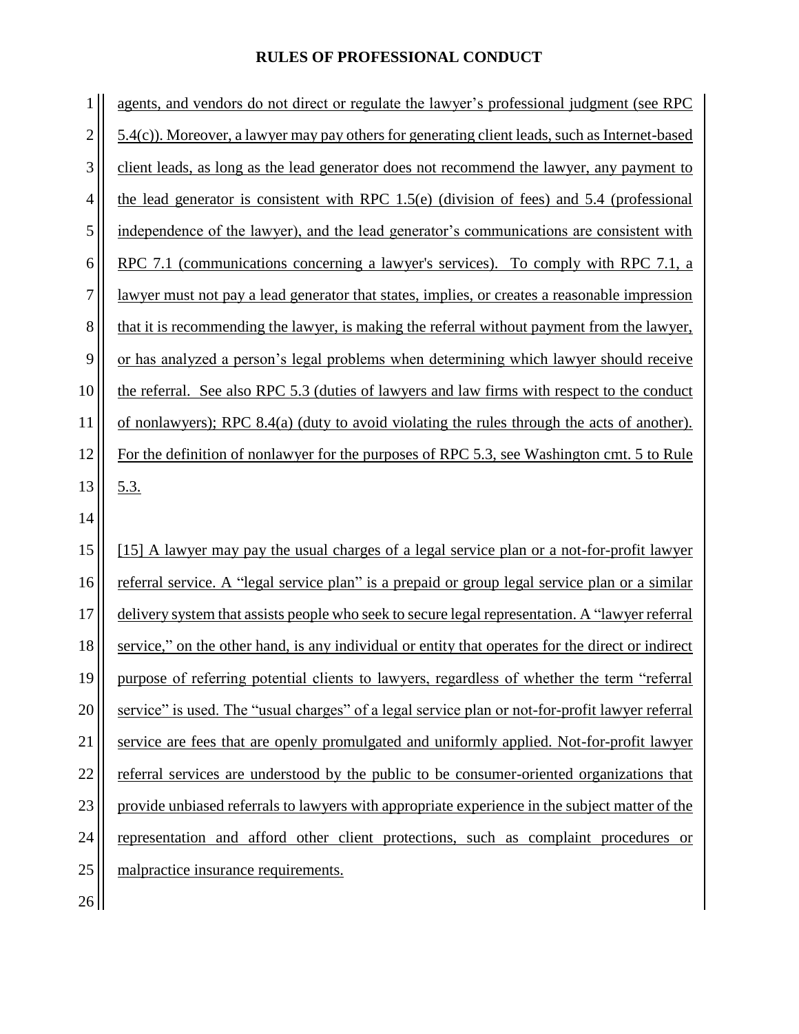agents, and vendors do not direct or regulate the lawyer's professional judgment (see RPC 5.4(c)). Moreover, a lawyer may pay others for generating client leads, such as Internet-based client leads, as long as the lead generator does not recommend the lawyer, any payment to the lead generator is consistent with RPC 1.5(e) (division of fees) and 5.4 (professional independence of the lawyer), and the lead generator's communications are consistent with RPC 7.1 (communications concerning a lawyer's services). To comply with RPC 7.1, a lawyer must not pay a lead generator that states, implies, or creates a reasonable impression that it is recommending the lawyer, is making the referral without payment from the lawyer, or has analyzed a person's legal problems when determining which lawyer should receive the referral. See also RPC 5.3 (duties of lawyers and law firms with respect to the conduct of nonlawyers); RPC 8.4(a) (duty to avoid violating the rules through the acts of another). For the definition of nonlawyer for the purposes of RPC 5.3, see Washington cmt. 5 to Rule 5.3.

[15] A lawyer may pay the usual charges of a legal service plan or a not-for-profit lawyer referral service. A "legal service plan" is a prepaid or group legal service plan or a similar delivery system that assists people who seek to secure legal representation. A "lawyer referral service," on the other hand, is any individual or entity that operates for the direct or indirect purpose of referring potential clients to lawyers, regardless of whether the term "referral service" is used. The "usual charges" of a legal service plan or not-for-profit lawyer referral service are fees that are openly promulgated and uniformly applied. Not-for-profit lawyer referral services are understood by the public to be consumer-oriented organizations that provide unbiased referrals to lawyers with appropriate experience in the subject matter of the representation and afford other client protections, such as complaint procedures or malpractice insurance requirements.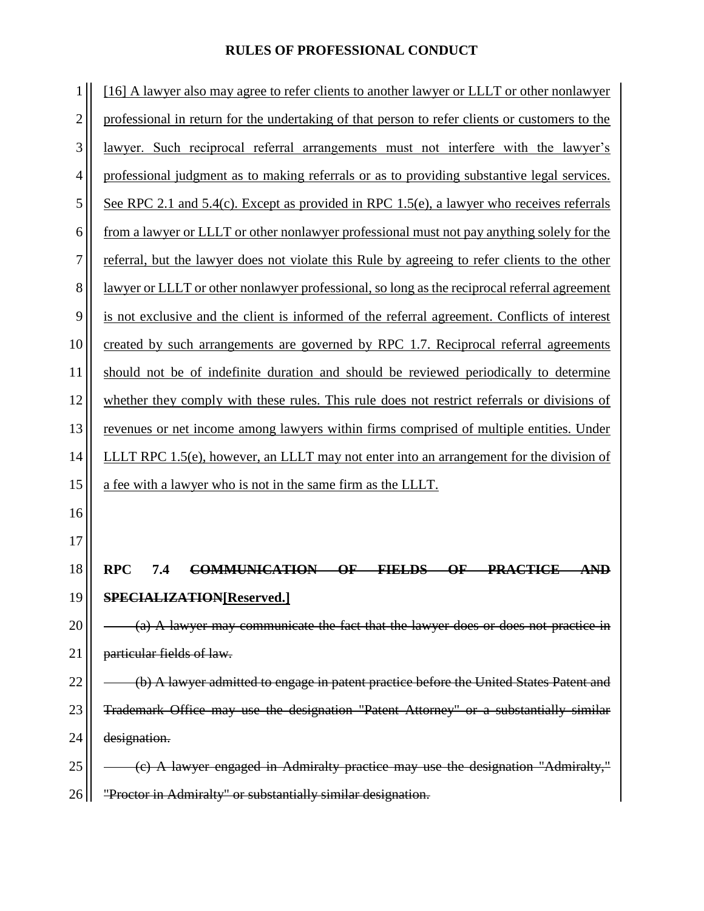[16] A lawyer also may agree to refer clients to another lawyer or LLLT or other nonlawyer professional in return for the undertaking of that person to refer clients or customers to the lawyer. Such reciprocal referral arrangements must not interfere with the lawyer's professional judgment as to making referrals or as to providing substantive legal services. See RPC 2.1 and 5.4(c). Except as provided in RPC 1.5(e), a lawyer who receives referrals from a lawyer or LLLT or other nonlawyer professional must not pay anything solely for the referral, but the lawyer does not violate this Rule by agreeing to refer clients to the other lawyer or LLLT or other nonlawyer professional, so long as the reciprocal referral agreement is not exclusive and the client is informed of the referral agreement. Conflicts of interest created by such arrangements are governed by RPC 1.7. Reciprocal referral agreements should not be of indefinite duration and should be reviewed periodically to determine whether they comply with these rules. This rule does not restrict referrals or divisions of revenues or net income among lawyers within firms comprised of multiple entities. Under LLLT RPC 1.5(e), however, an LLLT may not enter into an arrangement for the division of a fee with a lawyer who is not in the same firm as the LLLT.

## RPC 7.4 ~~COMMUNICATION OF FIELDS OF PRACTICE AND SPECIALIZATION~~[Reserved.]

~~(a) A lawyer may communicate the fact that the lawyer does or does not practice in particular fields of law.~~

~~(b) A lawyer admitted to engage in patent practice before the United States Patent and Trademark Office may use the designation "Patent Attorney" or a substantially similar designation.~~

~~(c) A lawyer engaged in Admiralty practice may use the designation "Admiralty," "Proctor in Admiralty" or substantially similar designation.~~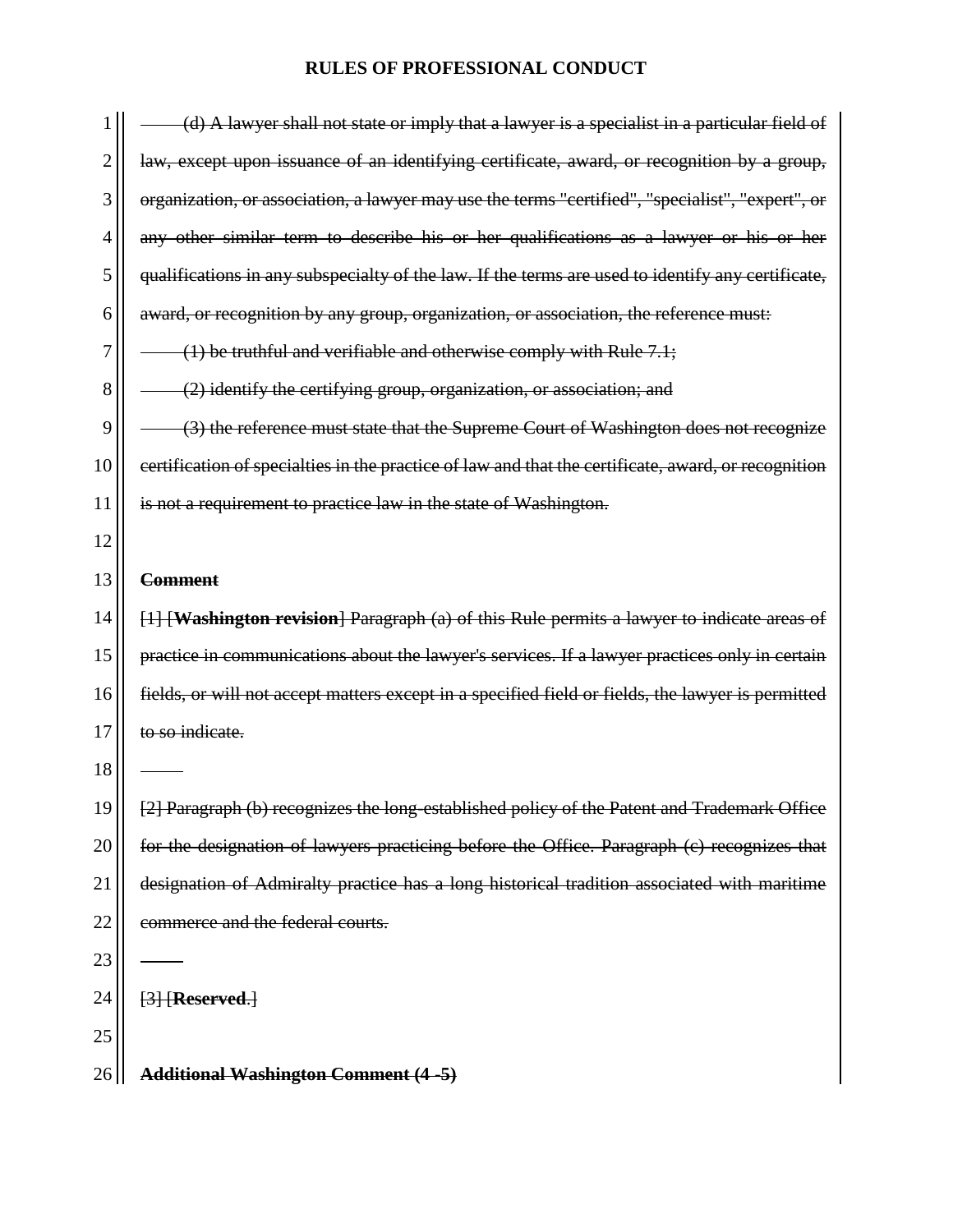~~(d) A lawyer shall not state or imply that a lawyer is a specialist in a particular field of law, except upon issuance of an identifying certificate, award, or recognition by a group, organization, or association, a lawyer may use the terms "certified", "specialist", "expert", or any other similar term to describe his or her qualifications as a lawyer or his or her qualifications in any subspecialty of the law. If the terms are used to identify any certificate, award, or recognition by any group, organization, or association, the reference must:~~

~~(1) be truthful and verifiable and otherwise comply with Rule 7.1;~~

~~(2) identify the certifying group, organization, or association; and~~

~~(3) the reference must state that the Supreme Court of Washington does not recognize certification of specialties in the practice of law and that the certificate, award, or recognition is not a requirement to practice law in the state of Washington.~~

~~**Comment**~~

~~[1] [**Washington revision**] Paragraph (a) of this Rule permits a lawyer to indicate areas of practice in communications about the lawyer's services. If a lawyer practices only in certain fields, or will not accept matters except in a specified field or fields, the lawyer is permitted to so indicate.~~

~~[2] Paragraph (b) recognizes the long-established policy of the Patent and Trademark Office for the designation of lawyers practicing before the Office. Paragraph (c) recognizes that designation of Admiralty practice has a long historical tradition associated with maritime commerce and the federal courts.~~

~~[3] [**Reserved**.]~~

~~**Additional Washington Comment (4 -5)**~~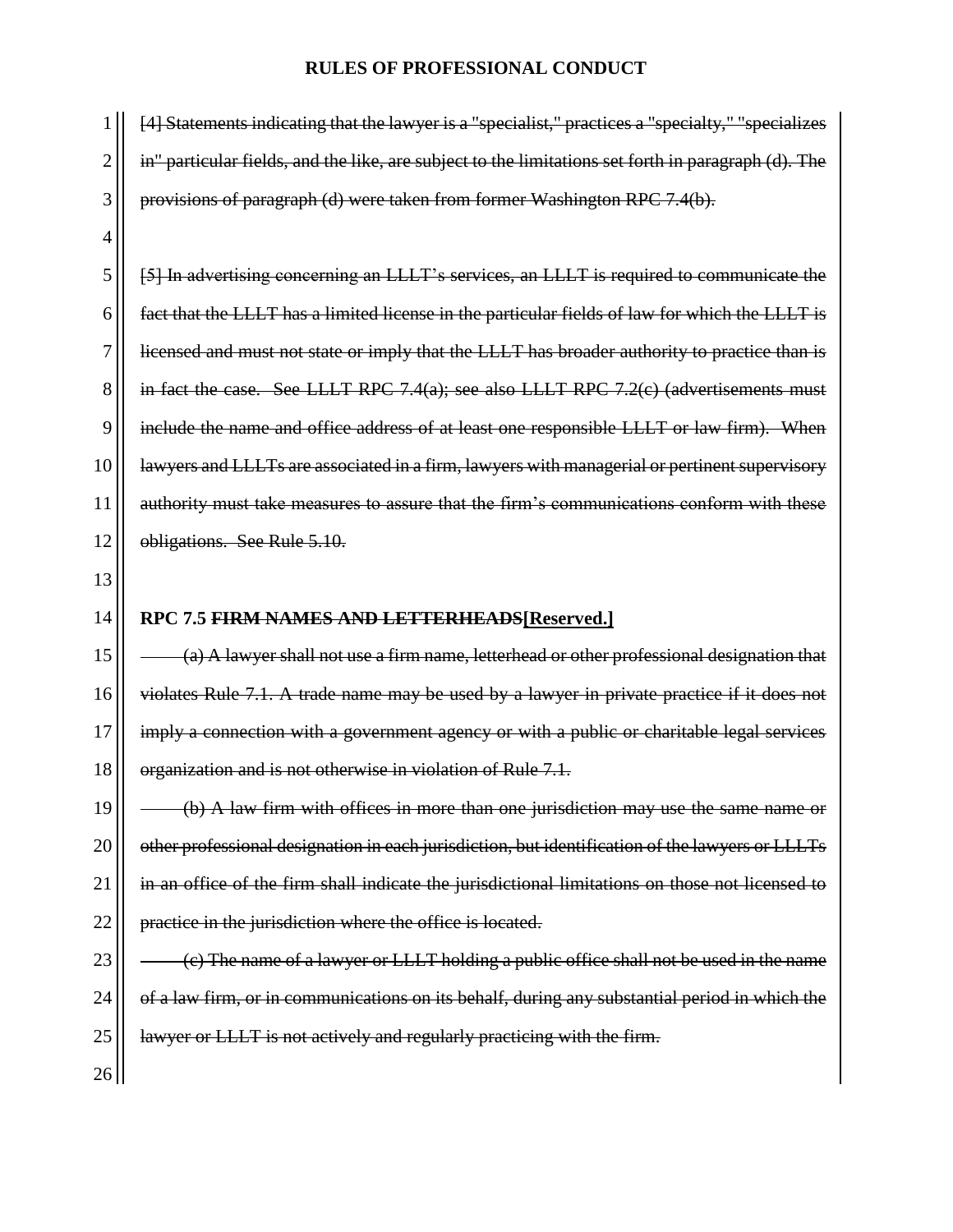~~[4] Statements indicating that the lawyer is a "specialist," practices a "specialty," "specializes in" particular fields, and the like, are subject to the limitations set forth in paragraph (d). The provisions of paragraph (d) were taken from former Washington RPC 7.4(b).~~

~~[5] In advertising concerning an LLLT's services, an LLLT is required to communicate the fact that the LLLT has a limited license in the particular fields of law for which the LLLT is licensed and must not state or imply that the LLLT has broader authority to practice than is in fact the case. See LLLT RPC 7.4(a); see also LLLT RPC 7.2(c) (advertisements must include the name and office address of at least one responsible LLLT or law firm). When lawyers and LLLTs are associated in a firm, lawyers with managerial or pertinent supervisory authority must take measures to assure that the firm's communications conform with these obligations. See Rule 5.10.~~

**RPC 7.5 ~~FIRM NAMES AND LETTERHEADS~~<u>[Reserved.]</u>**

~~(a) A lawyer shall not use a firm name, letterhead or other professional designation that violates Rule 7.1. A trade name may be used by a lawyer in private practice if it does not imply a connection with a government agency or with a public or charitable legal services organization and is not otherwise in violation of Rule 7.1.~~

~~(b) A law firm with offices in more than one jurisdiction may use the same name or other professional designation in each jurisdiction, but identification of the lawyers or LLLTs in an office of the firm shall indicate the jurisdictional limitations on those not licensed to practice in the jurisdiction where the office is located.~~

~~(c) The name of a lawyer or LLLT holding a public office shall not be used in the name of a law firm, or in communications on its behalf, during any substantial period in which the lawyer or LLLT is not actively and regularly practicing with the firm.~~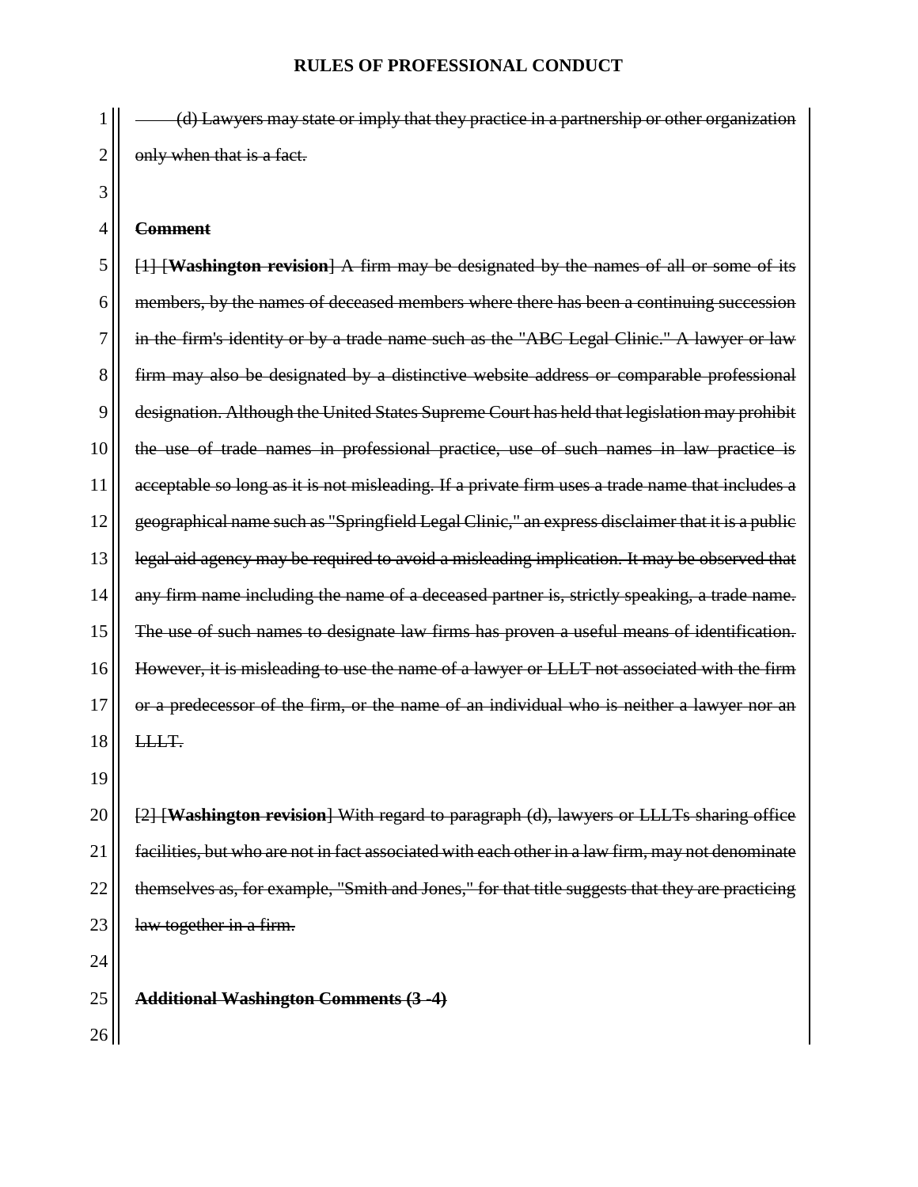~~(d) Lawyers may state or imply that they practice in a partnership or other organization only when that is a fact.~~

~~**Comment**~~

~~[1] [**Washington revision**] A firm may be designated by the names of all or some of its members, by the names of deceased members where there has been a continuing succession in the firm's identity or by a trade name such as the "ABC Legal Clinic." A lawyer or law firm may also be designated by a distinctive website address or comparable professional designation. Although the United States Supreme Court has held that legislation may prohibit the use of trade names in professional practice, use of such names in law practice is acceptable so long as it is not misleading. If a private firm uses a trade name that includes a geographical name such as "Springfield Legal Clinic," an express disclaimer that it is a public legal aid agency may be required to avoid a misleading implication. It may be observed that any firm name including the name of a deceased partner is, strictly speaking, a trade name. The use of such names to designate law firms has proven a useful means of identification. However, it is misleading to use the name of a lawyer or LLLT not associated with the firm or a predecessor of the firm, or the name of an individual who is neither a lawyer nor an LLLT.~~

~~[2] [**Washington revision**] With regard to paragraph (d), lawyers or LLLTs sharing office facilities, but who are not in fact associated with each other in a law firm, may not denominate themselves as, for example, "Smith and Jones," for that title suggests that they are practicing law together in a firm.~~

~~**Additional Washington Comments (3 -4)**~~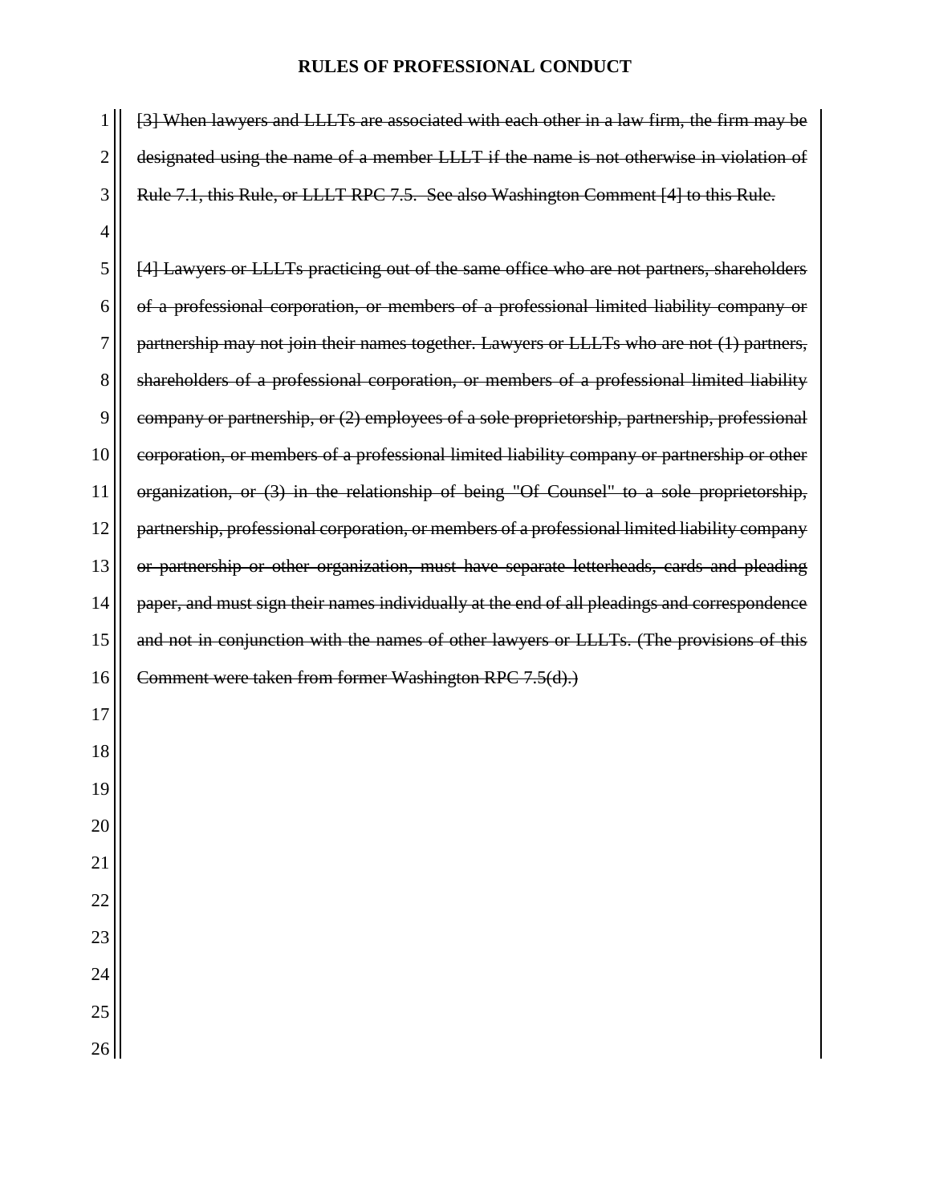~~[3] When lawyers and LLLTs are associated with each other in a law firm, the firm may be designated using the name of a member LLLT if the name is not otherwise in violation of Rule 7.1, this Rule, or LLLT RPC 7.5. See also Washington Comment [4] to this Rule.~~

~~[4] Lawyers or LLLTs practicing out of the same office who are not partners, shareholders of a professional corporation, or members of a professional limited liability company or partnership may not join their names together. Lawyers or LLLTs who are not (1) partners, shareholders of a professional corporation, or members of a professional limited liability company or partnership, or (2) employees of a sole proprietorship, partnership, professional corporation, or members of a professional limited liability company or partnership or other organization, or (3) in the relationship of being "Of Counsel" to a sole proprietorship, partnership, professional corporation, or members of a professional limited liability company or partnership or other organization, must have separate letterheads, cards and pleading paper, and must sign their names individually at the end of all pleadings and correspondence and not in conjunction with the names of other lawyers or LLLTs. (The provisions of this Comment were taken from former Washington RPC 7.5(d).)~~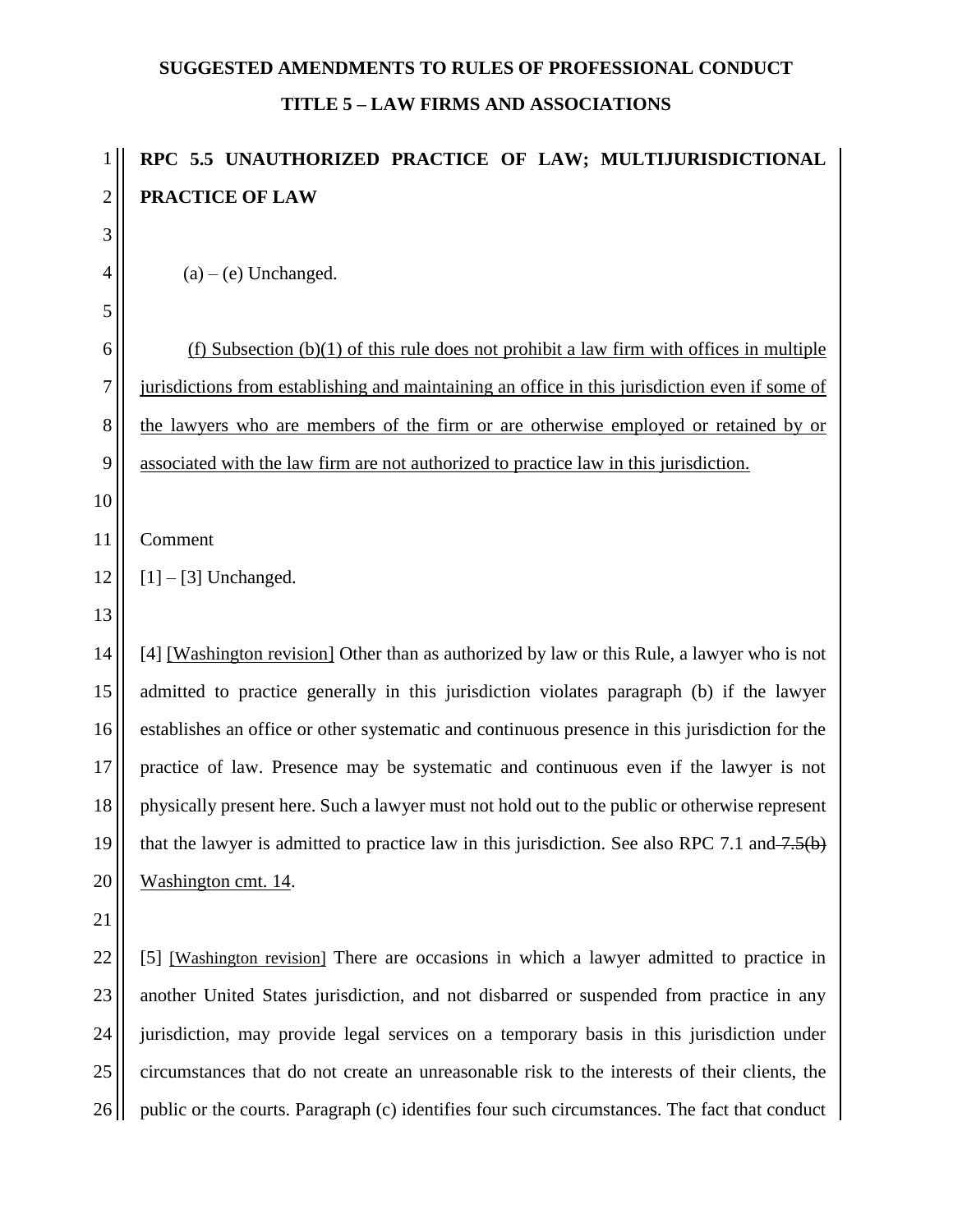**SUGGESTED AMENDMENTS TO RULES OF PROFESSIONAL CONDUCT**

**TITLE 5 – LAW FIRMS AND ASSOCIATIONS**

**RPC 5.5 UNAUTHORIZED PRACTICE OF LAW; MULTIJURISDICTIONAL PRACTICE OF LAW**

(a) – (e) Unchanged.

<u>(f) Subsection (b)(1) of this rule does not prohibit a law firm with offices in multiple jurisdictions from establishing and maintaining an office in this jurisdiction even if some of the lawyers who are members of the firm or are otherwise employed or retained by or associated with the law firm are not authorized to practice law in this jurisdiction.</u>

Comment

[1] – [3] Unchanged.

[4] <u>[Washington revision]</u> Other than as authorized by law or this Rule, a lawyer who is not admitted to practice generally in this jurisdiction violates paragraph (b) if the lawyer establishes an office or other systematic and continuous presence in this jurisdiction for the practice of law. Presence may be systematic and continuous even if the lawyer is not physically present here. Such a lawyer must not hold out to the public or otherwise represent that the lawyer is admitted to practice law in this jurisdiction. See also RPC 7.1 and ~~7.5(b)~~ <u>Washington cmt. 14</u>.

[5] <u>[Washington revision]</u> There are occasions in which a lawyer admitted to practice in another United States jurisdiction, and not disbarred or suspended from practice in any jurisdiction, may provide legal services on a temporary basis in this jurisdiction under circumstances that do not create an unreasonable risk to the interests of their clients, the public or the courts. Paragraph (c) identifies four such circumstances. The fact that conduct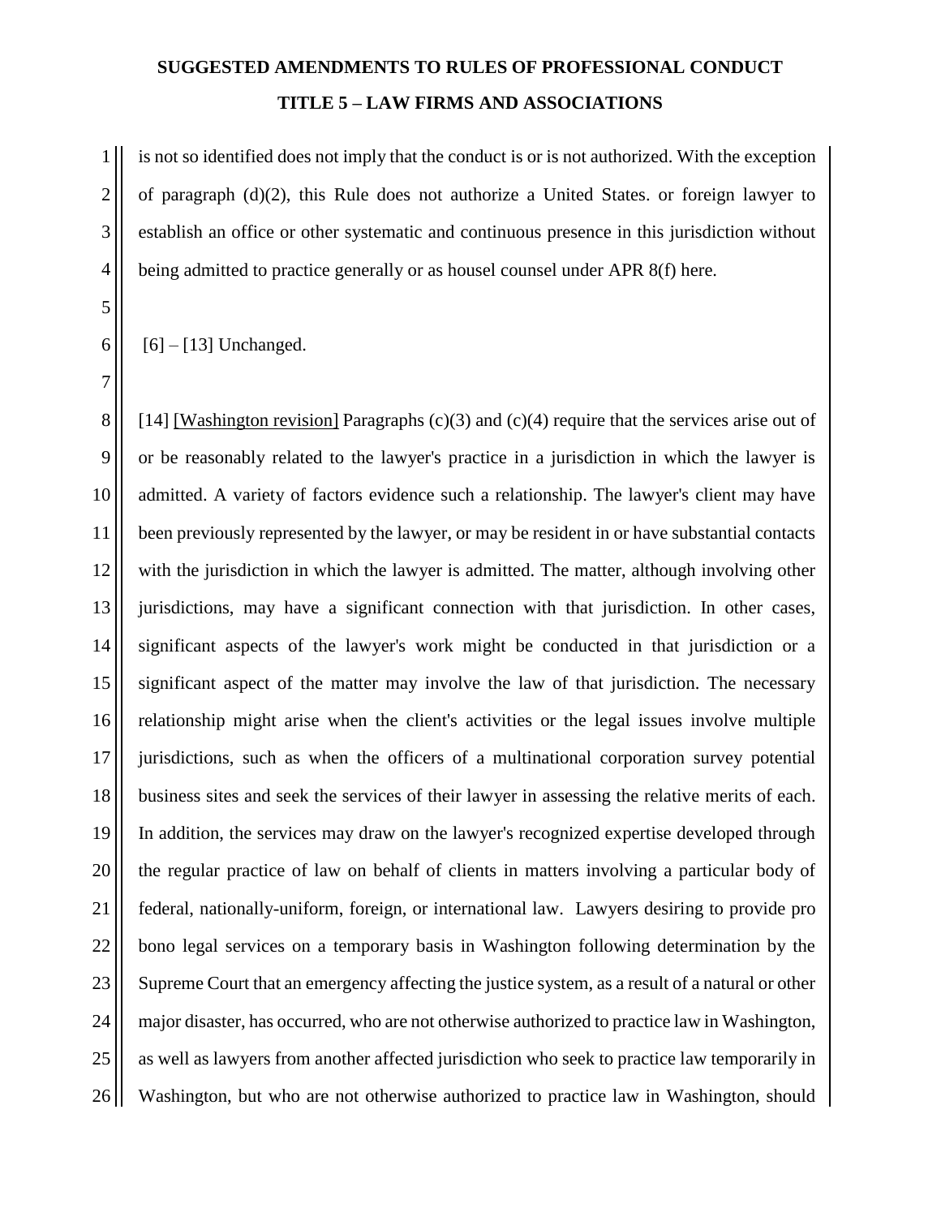is not so identified does not imply that the conduct is or is not authorized. With the exception of paragraph (d)(2), this Rule does not authorize a United States. or foreign lawyer to establish an office or other systematic and continuous presence in this jurisdiction without being admitted to practice generally or as housel counsel under APR 8(f) here.

[6] – [13] Unchanged.

[14] <u>[Washington revision]</u> Paragraphs (c)(3) and (c)(4) require that the services arise out of or be reasonably related to the lawyer's practice in a jurisdiction in which the lawyer is admitted. A variety of factors evidence such a relationship. The lawyer's client may have been previously represented by the lawyer, or may be resident in or have substantial contacts with the jurisdiction in which the lawyer is admitted. The matter, although involving other jurisdictions, may have a significant connection with that jurisdiction. In other cases, significant aspects of the lawyer's work might be conducted in that jurisdiction or a significant aspect of the matter may involve the law of that jurisdiction. The necessary relationship might arise when the client's activities or the legal issues involve multiple jurisdictions, such as when the officers of a multinational corporation survey potential business sites and seek the services of their lawyer in assessing the relative merits of each. In addition, the services may draw on the lawyer's recognized expertise developed through the regular practice of law on behalf of clients in matters involving a particular body of federal, nationally-uniform, foreign, or international law. Lawyers desiring to provide pro bono legal services on a temporary basis in Washington following determination by the Supreme Court that an emergency affecting the justice system, as a result of a natural or other major disaster, has occurred, who are not otherwise authorized to practice law in Washington, as well as lawyers from another affected jurisdiction who seek to practice law temporarily in Washington, but who are not otherwise authorized to practice law in Washington, should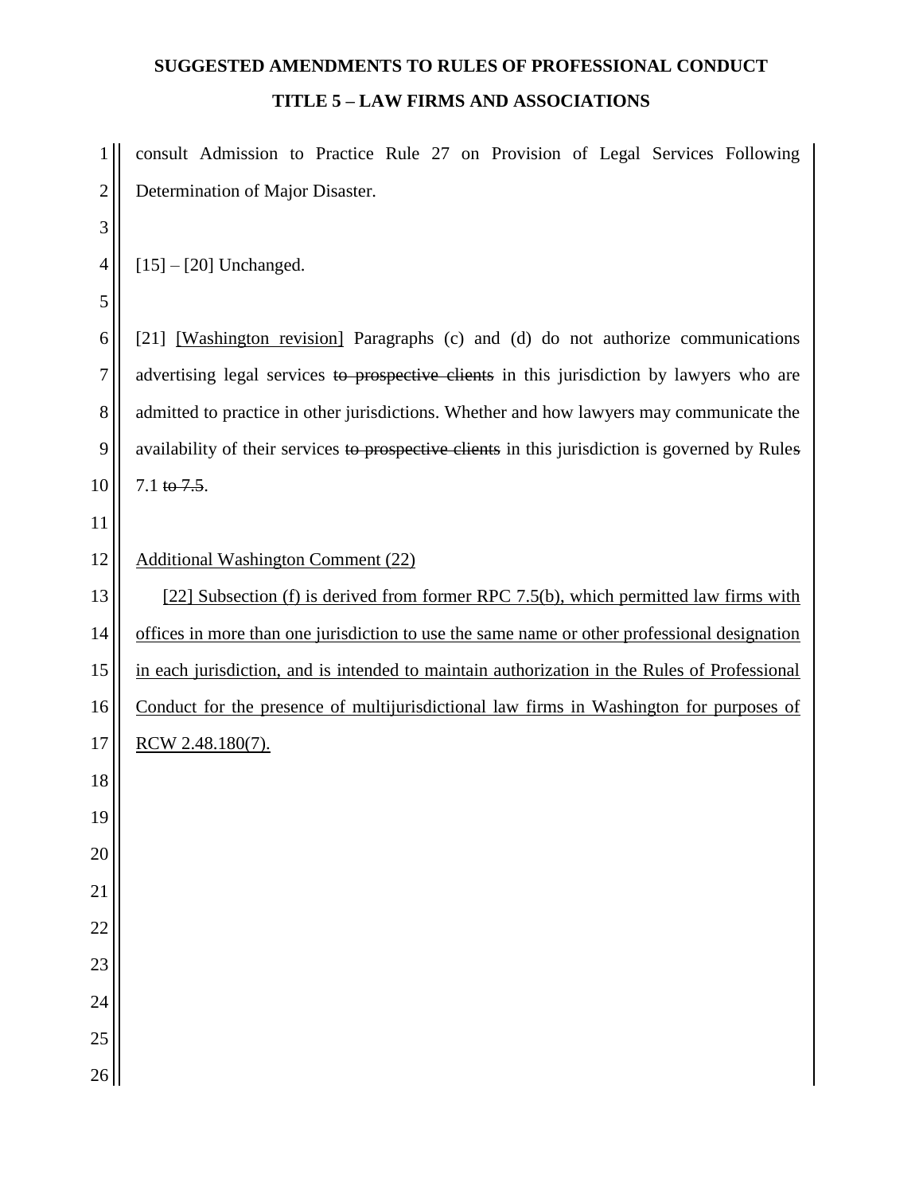consult Admission to Practice Rule 27 on Provision of Legal Services Following Determination of Major Disaster.

[15] – [20] Unchanged.

[21] <u>[Washington revision]</u> Paragraphs (c) and (d) do not authorize communications advertising legal services ~~to prospective clients~~ in this jurisdiction by lawyers who are admitted to practice in other jurisdictions. Whether and how lawyers may communicate the availability of their services ~~to prospective clients~~ in this jurisdiction is governed by Rule~~s~~ 7.1 ~~to 7.5~~.

<u>Additional Washington Comment (22)</u>

<u>[22] Subsection (f) is derived from former RPC 7.5(b), which permitted law firms with offices in more than one jurisdiction to use the same name or other professional designation in each jurisdiction, and is intended to maintain authorization in the Rules of Professional Conduct for the presence of multijurisdictional law firms in Washington for purposes of RCW 2.48.180(7).</u>